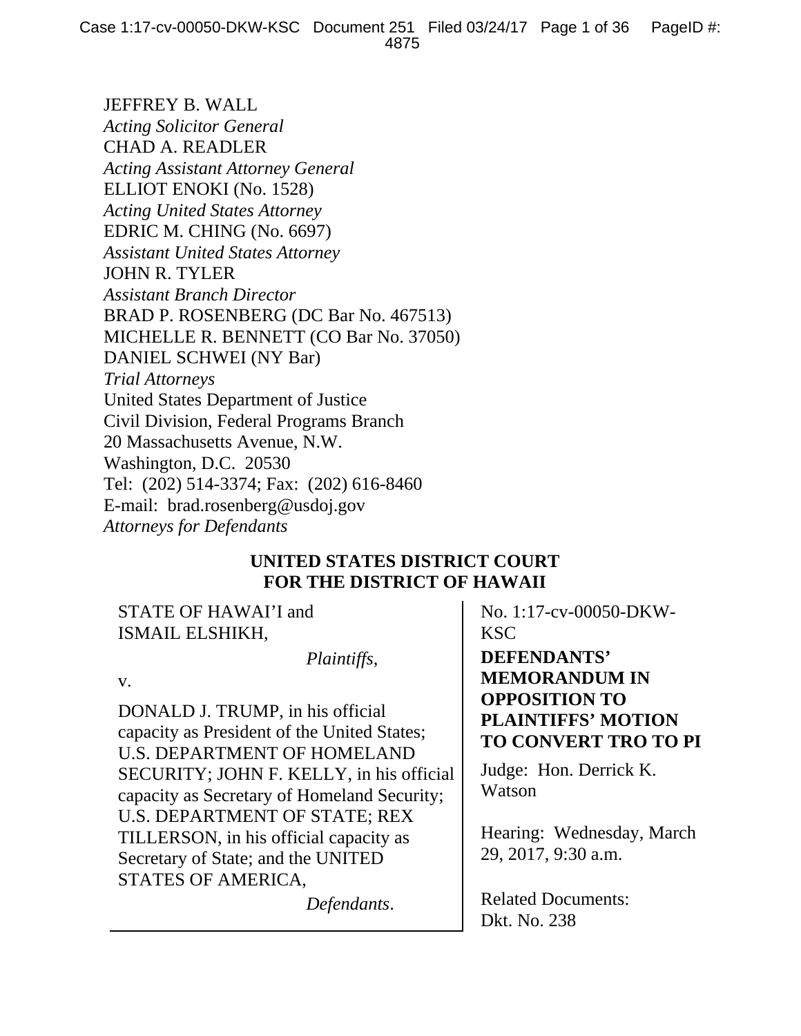JEFFREY B. WALL
*Acting Solicitor General*
CHAD A. READLER
*Acting Assistant Attorney General*
ELLIOT ENOKI (No. 1528)
*Acting United States Attorney*
EDRIC M. CHING (No. 6697)
*Assistant United States Attorney*
JOHN R. TYLER
*Assistant Branch Director*
BRAD P. ROSENBERG (DC Bar No. 467513)
MICHELLE R. BENNETT (CO Bar No. 37050)
DANIEL SCHWEI (NY Bar)
*Trial Attorneys*
United States Department of Justice
Civil Division, Federal Programs Branch
20 Massachusetts Avenue, N.W.
Washington, D.C. 20530
Tel: (202) 514-3374; Fax: (202) 616-8460
E-mail: brad.rosenberg@usdoj.gov
*Attorneys for Defendants*

**UNITED STATES DISTRICT COURT**
**FOR THE DISTRICT OF HAWAII**

STATE OF HAWAI'I and
ISMAIL ELSHIKH,

*Plaintiffs*,

v.

DONALD J. TRUMP, in his official capacity as President of the United States; U.S. DEPARTMENT OF HOMELAND SECURITY; JOHN F. KELLY, in his official capacity as Secretary of Homeland Security; U.S. DEPARTMENT OF STATE; REX TILLERSON, in his official capacity as Secretary of State; and the UNITED STATES OF AMERICA,

*Defendants*.

No. 1:17-cv-00050-DKW-KSC

**DEFENDANTS' MEMORANDUM IN OPPOSITION TO PLAINTIFFS' MOTION TO CONVERT TRO TO PI**

Judge: Hon. Derrick K. Watson

Hearing: Wednesday, March 29, 2017, 9:30 a.m.

Related Documents:
Dkt. No. 238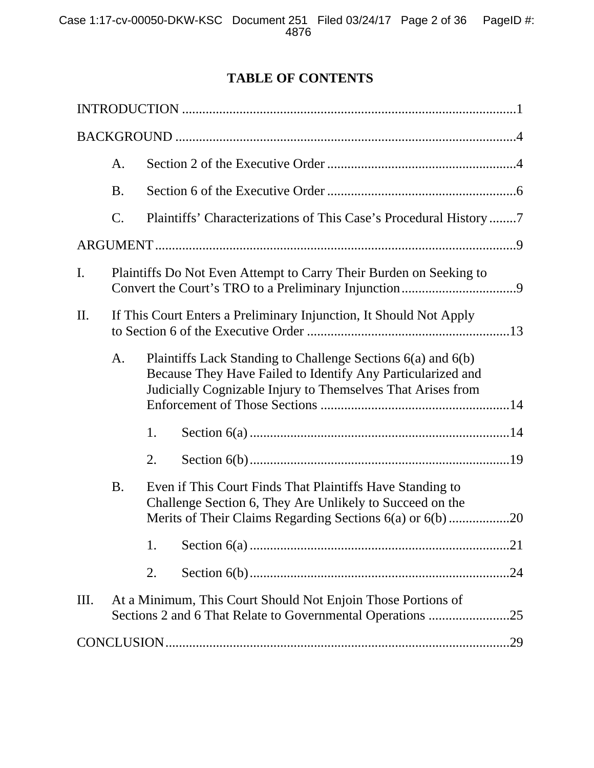# TABLE OF CONTENTS

INTRODUCTION .....................................................................................................1

BACKGROUND .....................................................................................................4

- A. Section 2 of the Executive Order .........................................................4
- B. Section 6 of the Executive Order .........................................................6
- C. Plaintiffs' Characterizations of This Case's Procedural History ........7

ARGUMENT ............................................................................................................9

I. Plaintiffs Do Not Even Attempt to Carry Their Burden on Seeking to Convert the Court's TRO to a Preliminary Injunction ..................................9

II. If This Court Enters a Preliminary Injunction, It Should Not Apply to Section 6 of the Executive Order .............................................................13

- A. Plaintiffs Lack Standing to Challenge Sections 6(a) and 6(b) Because They Have Failed to Identify Any Particularized and Judicially Cognizable Injury to Themselves That Arises from Enforcement of Those Sections .........................................................14
  - 1. Section 6(a) ............................................................................14
  - 2. Section 6(b) ............................................................................19
- B. Even if This Court Finds That Plaintiffs Have Standing to Challenge Section 6, They Are Unlikely to Succeed on the Merits of Their Claims Regarding Sections 6(a) or 6(b) ..................20
  - 1. Section 6(a) ............................................................................21
  - 2. Section 6(b) ............................................................................24

III. At a Minimum, This Court Should Not Enjoin Those Portions of Sections 2 and 6 That Relate to Governmental Operations ........................25

CONCLUSION .......................................................................................................29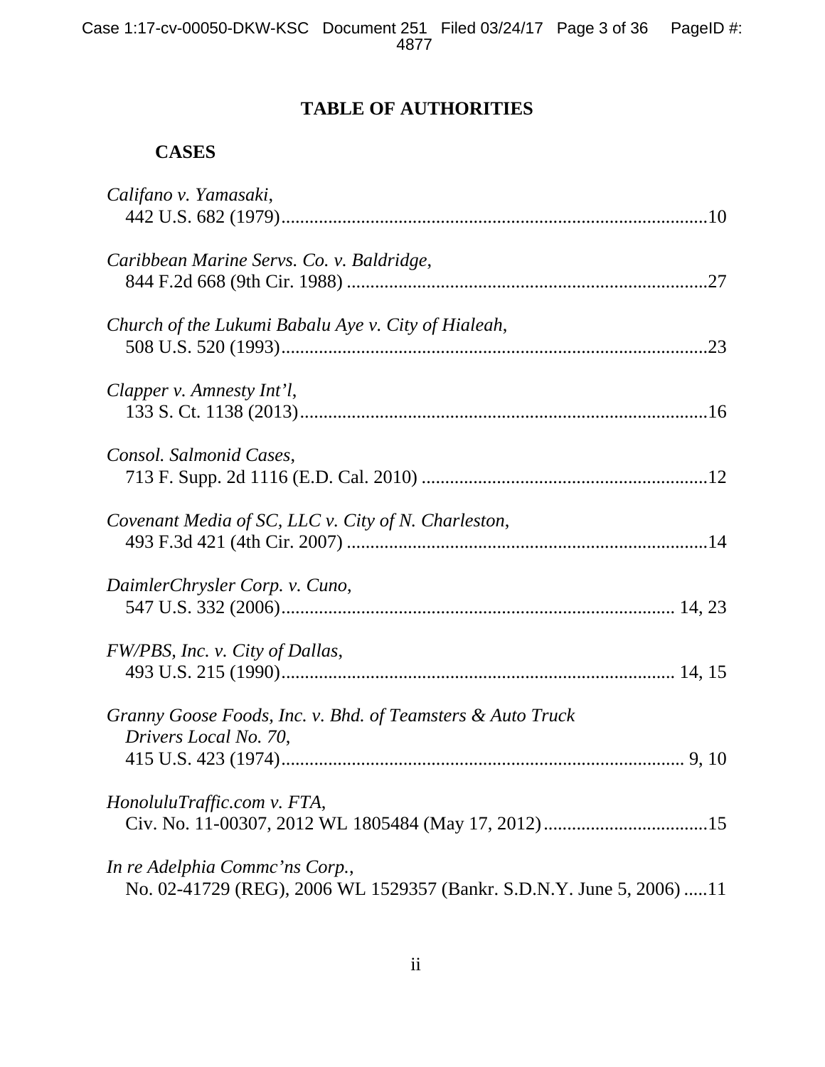# TABLE OF AUTHORITIES

## CASES

*Califano v. Yamasaki*,
442 U.S. 682 (1979) .......................................................................................... 10

*Caribbean Marine Servs. Co. v. Baldridge*,
844 F.2d 668 (9th Cir. 1988) ............................................................................ 27

*Church of the Lukumi Babalu Aye v. City of Hialeah*,
508 U.S. 520 (1993) .......................................................................................... 23

*Clapper v. Amnesty Int'l*,
133 S. Ct. 1138 (2013) ...................................................................................... 16

*Consol. Salmonid Cases*,
713 F. Supp. 2d 1116 (E.D. Cal. 2010) ............................................................ 12

*Covenant Media of SC, LLC v. City of N. Charleston*,
493 F.3d 421 (4th Cir. 2007) ............................................................................ 14

*DaimlerChrysler Corp. v. Cuno*,
547 U.S. 332 (2006) .................................................................................. 14, 23

*FW/PBS, Inc. v. City of Dallas*,
493 U.S. 215 (1990) .................................................................................. 14, 15

*Granny Goose Foods, Inc. v. Bhd. of Teamsters & Auto Truck Drivers Local No. 70*,
415 U.S. 423 (1974) ...................................................................................... 9, 10

*HonoluluTraffic.com v. FTA*,
Civ. No. 11-00307, 2012 WL 1805484 (May 17, 2012) .................................. 15

*In re Adelphia Commc'ns Corp.*,
No. 02-41729 (REG), 2006 WL 1529357 (Bankr. S.D.N.Y. June 5, 2006) ..... 11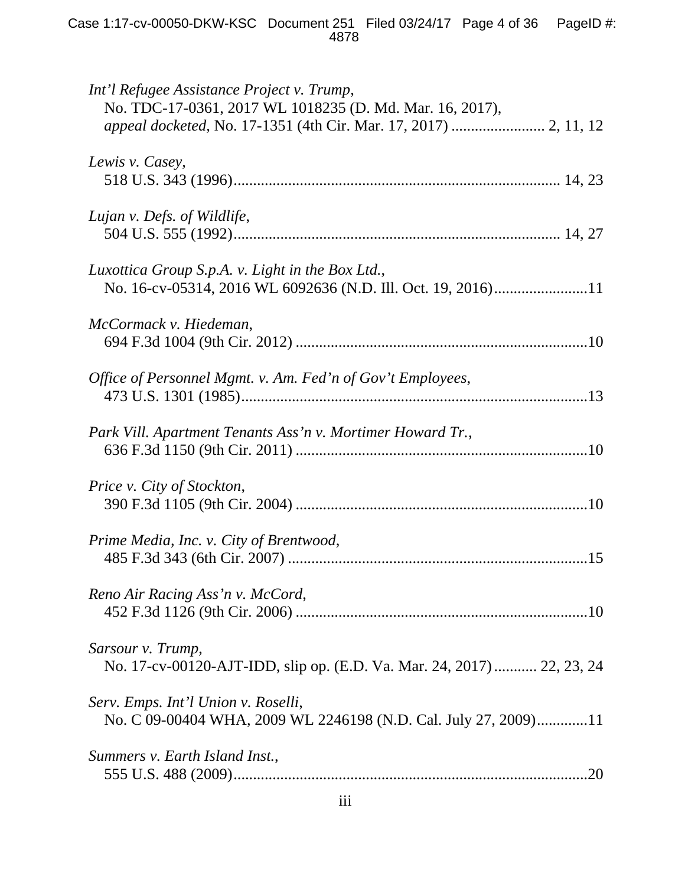*Int'l Refugee Assistance Project v. Trump*,
No. TDC-17-0361, 2017 WL 1018235 (D. Md. Mar. 16, 2017),
*appeal docketed*, No. 17-1351 (4th Cir. Mar. 17, 2017) ........................ 2, 11, 12

*Lewis v. Casey*,
518 U.S. 343 (1996).................................................................................. 14, 23

*Lujan v. Defs. of Wildlife*,
504 U.S. 555 (1992).................................................................................. 14, 27

*Luxottica Group S.p.A. v. Light in the Box Ltd.*,
No. 16-cv-05314, 2016 WL 6092636 (N.D. Ill. Oct. 19, 2016)........................11

*McCormack v. Hiedeman*,
694 F.3d 1004 (9th Cir. 2012) ..........................................................................10

*Office of Personnel Mgmt. v. Am. Fed'n of Gov't Employees*,
473 U.S. 1301 (1985)........................................................................................13

*Park Vill. Apartment Tenants Ass'n v. Mortimer Howard Tr.*,
636 F.3d 1150 (9th Cir. 2011) ..........................................................................10

*Price v. City of Stockton*,
390 F.3d 1105 (9th Cir. 2004) ..........................................................................10

*Prime Media, Inc. v. City of Brentwood*,
485 F.3d 343 (6th Cir. 2007) ............................................................................15

*Reno Air Racing Ass'n v. McCord*,
452 F.3d 1126 (9th Cir. 2006) ..........................................................................10

*Sarsour v. Trump*,
No. 17-cv-00120-AJT-IDD, slip op. (E.D. Va. Mar. 24, 2017)........... 22, 23, 24

*Serv. Emps. Int'l Union v. Roselli*,
No. C 09-00404 WHA, 2009 WL 2246198 (N.D. Cal. July 27, 2009).............11

*Summers v. Earth Island Inst.*,
555 U.S. 488 (2009)..........................................................................................20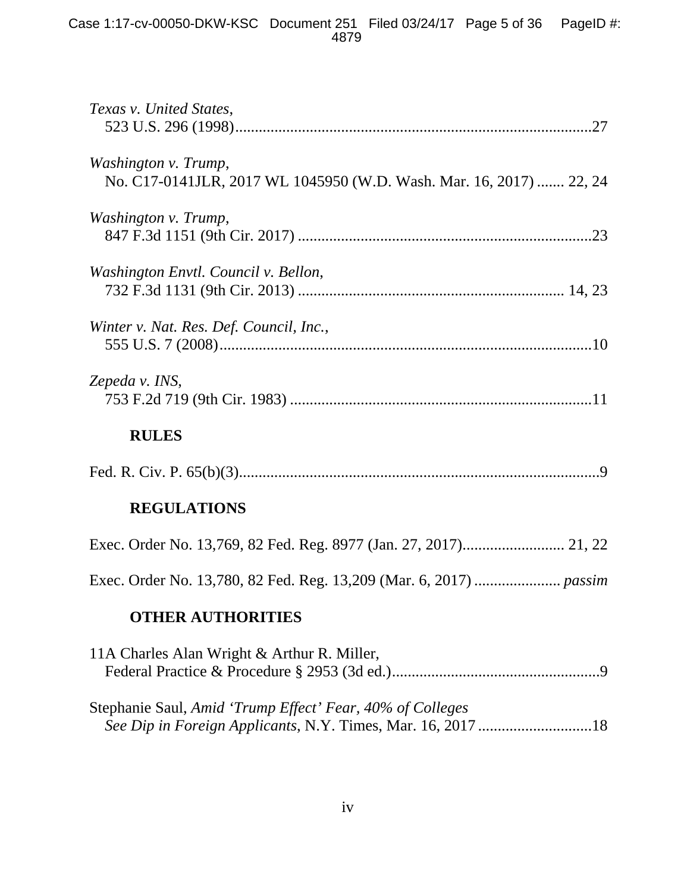*Texas v. United States*,
523 U.S. 296 (1998).............................................................................................27

*Washington v. Trump*,
No. C17-0141JLR, 2017 WL 1045950 (W.D. Wash. Mar. 16, 2017) ....... 22, 24

*Washington v. Trump*,
847 F.3d 1151 (9th Cir. 2017) ..........................................................................23

*Washington Envtl. Council v. Bellon*,
732 F.3d 1131 (9th Cir. 2013) .................................................................. 14, 23

*Winter v. Nat. Res. Def. Council, Inc.*,
555 U.S. 7 (2008)...............................................................................................10

*Zepeda v. INS*,
753 F.2d 719 (9th Cir. 1983) .............................................................................11

**RULES**

Fed. R. Civ. P. 65(b)(3)...........................................................................................9

**REGULATIONS**

Exec. Order No. 13,769, 82 Fed. Reg. 8977 (Jan. 27, 2017).......................... 21, 22

Exec. Order No. 13,780, 82 Fed. Reg. 13,209 (Mar. 6, 2017) ...................... *passim*

**OTHER AUTHORITIES**

11A Charles Alan Wright & Arthur R. Miller,
Federal Practice & Procedure § 2953 (3d ed.)....................................................9

Stephanie Saul, *Amid 'Trump Effect' Fear, 40% of Colleges See Dip in Foreign Applicants*, N.Y. Times, Mar. 16, 2017 .............................18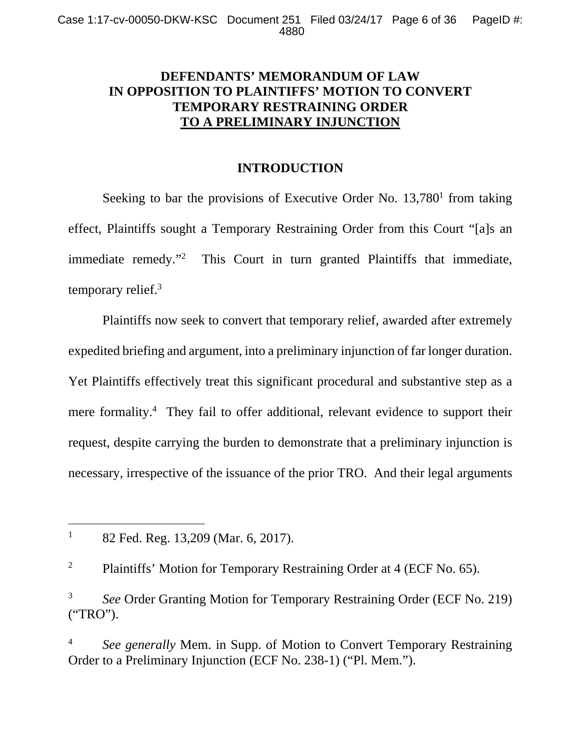# DEFENDANTS' MEMORANDUM OF LAW IN OPPOSITION TO PLAINTIFFS' MOTION TO CONVERT TEMPORARY RESTRAINING ORDER TO A PRELIMINARY INJUNCTION

## INTRODUCTION

Seeking to bar the provisions of Executive Order No. 13,780[1] from taking effect, Plaintiffs sought a Temporary Restraining Order from this Court "[a]s an immediate remedy."[2] This Court in turn granted Plaintiffs that immediate, temporary relief.[3]

Plaintiffs now seek to convert that temporary relief, awarded after extremely expedited briefing and argument, into a preliminary injunction of far longer duration. Yet Plaintiffs effectively treat this significant procedural and substantive step as a mere formality.[4] They fail to offer additional, relevant evidence to support their request, despite carrying the burden to demonstrate that a preliminary injunction is necessary, irrespective of the issuance of the prior TRO. And their legal arguments

---

[1] 82 Fed. Reg. 13,209 (Mar. 6, 2017).

[2] Plaintiffs' Motion for Temporary Restraining Order at 4 (ECF No. 65).

[3] *See* Order Granting Motion for Temporary Restraining Order (ECF No. 219) ("TRO").

[4] *See generally* Mem. in Supp. of Motion to Convert Temporary Restraining Order to a Preliminary Injunction (ECF No. 238-1) ("Pl. Mem.").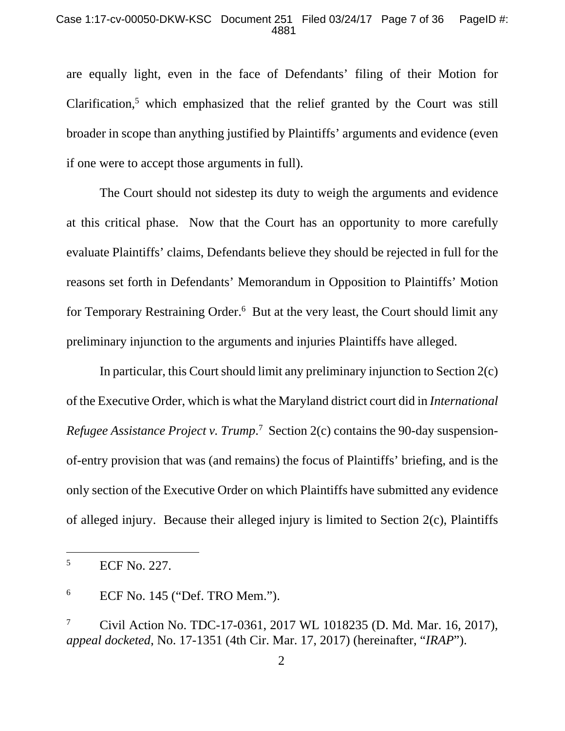are equally light, even in the face of Defendants' filing of their Motion for Clarification,[5] which emphasized that the relief granted by the Court was still broader in scope than anything justified by Plaintiffs' arguments and evidence (even if one were to accept those arguments in full).

The Court should not sidestep its duty to weigh the arguments and evidence at this critical phase. Now that the Court has an opportunity to more carefully evaluate Plaintiffs' claims, Defendants believe they should be rejected in full for the reasons set forth in Defendants' Memorandum in Opposition to Plaintiffs' Motion for Temporary Restraining Order.[6] But at the very least, the Court should limit any preliminary injunction to the arguments and injuries Plaintiffs have alleged.

In particular, this Court should limit any preliminary injunction to Section 2(c) of the Executive Order, which is what the Maryland district court did in *International Refugee Assistance Project v. Trump*.[7] Section 2(c) contains the 90-day suspension-of-entry provision that was (and remains) the focus of Plaintiffs' briefing, and is the only section of the Executive Order on which Plaintiffs have submitted any evidence of alleged injury. Because their alleged injury is limited to Section 2(c), Plaintiffs

---

[5] ECF No. 227.

[6] ECF No. 145 ("Def. TRO Mem.").

[7] Civil Action No. TDC-17-0361, 2017 WL 1018235 (D. Md. Mar. 16, 2017), *appeal docketed*, No. 17-1351 (4th Cir. Mar. 17, 2017) (hereinafter, "*IRAP*").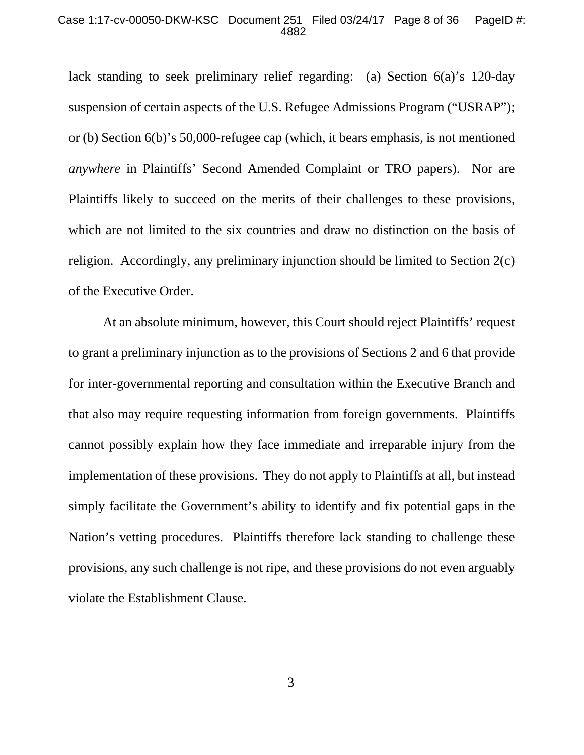lack standing to seek preliminary relief regarding: (a) Section 6(a)'s 120-day suspension of certain aspects of the U.S. Refugee Admissions Program ("USRAP"); or (b) Section 6(b)'s 50,000-refugee cap (which, it bears emphasis, is not mentioned *anywhere* in Plaintiffs' Second Amended Complaint or TRO papers). Nor are Plaintiffs likely to succeed on the merits of their challenges to these provisions, which are not limited to the six countries and draw no distinction on the basis of religion. Accordingly, any preliminary injunction should be limited to Section 2(c) of the Executive Order.

At an absolute minimum, however, this Court should reject Plaintiffs' request to grant a preliminary injunction as to the provisions of Sections 2 and 6 that provide for inter-governmental reporting and consultation within the Executive Branch and that also may require requesting information from foreign governments. Plaintiffs cannot possibly explain how they face immediate and irreparable injury from the implementation of these provisions. They do not apply to Plaintiffs at all, but instead simply facilitate the Government's ability to identify and fix potential gaps in the Nation's vetting procedures. Plaintiffs therefore lack standing to challenge these provisions, any such challenge is not ripe, and these provisions do not even arguably violate the Establishment Clause.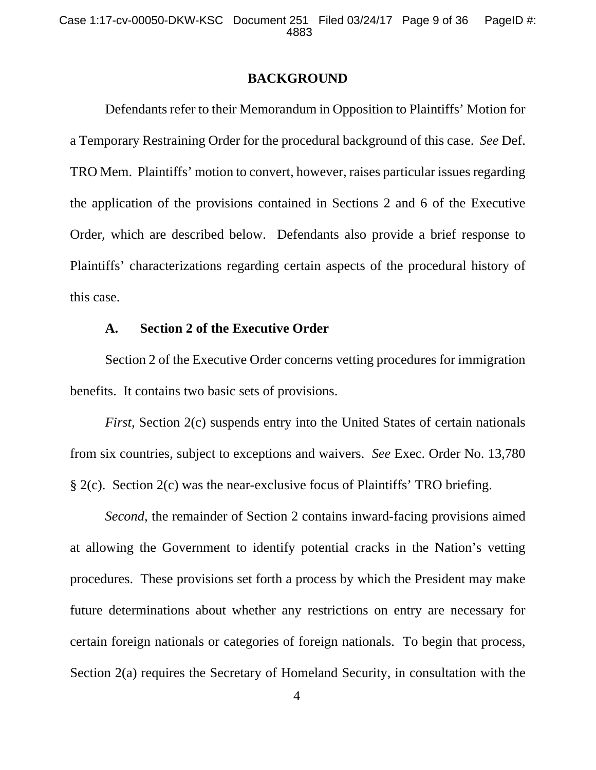## BACKGROUND

Defendants refer to their Memorandum in Opposition to Plaintiffs' Motion for a Temporary Restraining Order for the procedural background of this case. *See* Def. TRO Mem. Plaintiffs' motion to convert, however, raises particular issues regarding the application of the provisions contained in Sections 2 and 6 of the Executive Order, which are described below. Defendants also provide a brief response to Plaintiffs' characterizations regarding certain aspects of the procedural history of this case.

### A. Section 2 of the Executive Order

Section 2 of the Executive Order concerns vetting procedures for immigration benefits. It contains two basic sets of provisions.

*First,* Section 2(c) suspends entry into the United States of certain nationals from six countries, subject to exceptions and waivers. *See* Exec. Order No. 13,780 § 2(c). Section 2(c) was the near-exclusive focus of Plaintiffs' TRO briefing.

*Second*, the remainder of Section 2 contains inward-facing provisions aimed at allowing the Government to identify potential cracks in the Nation's vetting procedures. These provisions set forth a process by which the President may make future determinations about whether any restrictions on entry are necessary for certain foreign nationals or categories of foreign nationals. To begin that process, Section 2(a) requires the Secretary of Homeland Security, in consultation with the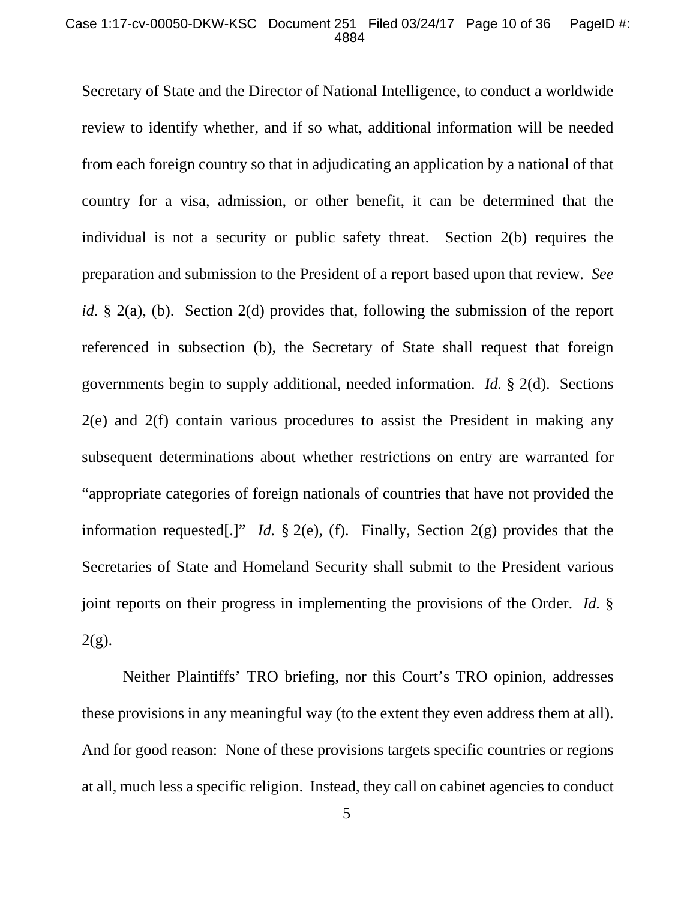Secretary of State and the Director of National Intelligence, to conduct a worldwide review to identify whether, and if so what, additional information will be needed from each foreign country so that in adjudicating an application by a national of that country for a visa, admission, or other benefit, it can be determined that the individual is not a security or public safety threat. Section 2(b) requires the preparation and submission to the President of a report based upon that review. *See id.* § 2(a), (b). Section 2(d) provides that, following the submission of the report referenced in subsection (b), the Secretary of State shall request that foreign governments begin to supply additional, needed information. *Id.* § 2(d). Sections 2(e) and 2(f) contain various procedures to assist the President in making any subsequent determinations about whether restrictions on entry are warranted for "appropriate categories of foreign nationals of countries that have not provided the information requested[.]" *Id.* § 2(e), (f). Finally, Section 2(g) provides that the Secretaries of State and Homeland Security shall submit to the President various joint reports on their progress in implementing the provisions of the Order. *Id.* § 2(g).

Neither Plaintiffs' TRO briefing, nor this Court's TRO opinion, addresses these provisions in any meaningful way (to the extent they even address them at all). And for good reason: None of these provisions targets specific countries or regions at all, much less a specific religion. Instead, they call on cabinet agencies to conduct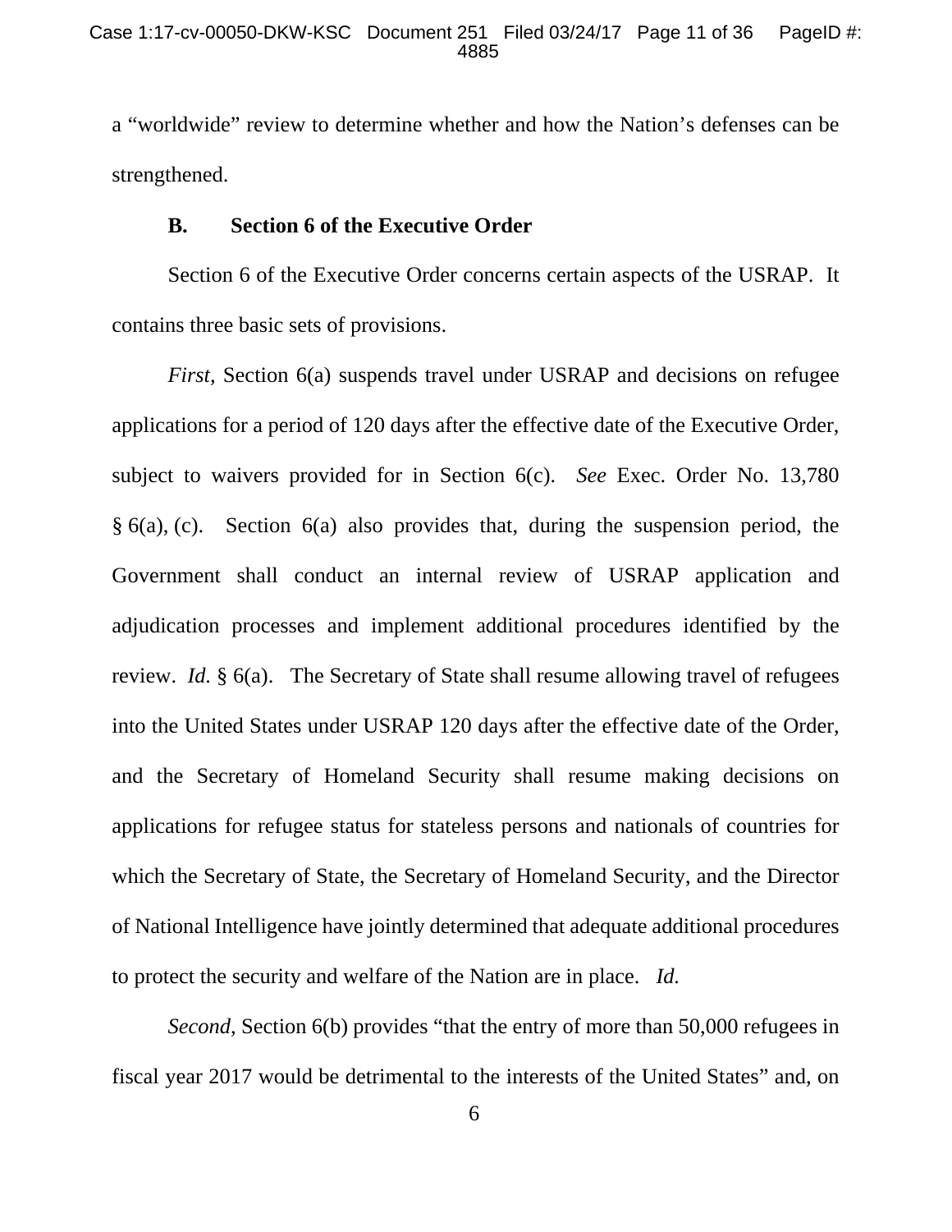a "worldwide" review to determine whether and how the Nation's defenses can be strengthened.

### B. Section 6 of the Executive Order

Section 6 of the Executive Order concerns certain aspects of the USRAP. It contains three basic sets of provisions.

*First,* Section 6(a) suspends travel under USRAP and decisions on refugee applications for a period of 120 days after the effective date of the Executive Order, subject to waivers provided for in Section 6(c). *See* Exec. Order No. 13,780 § 6(a), (c). Section 6(a) also provides that, during the suspension period, the Government shall conduct an internal review of USRAP application and adjudication processes and implement additional procedures identified by the review. *Id.* § 6(a). The Secretary of State shall resume allowing travel of refugees into the United States under USRAP 120 days after the effective date of the Order, and the Secretary of Homeland Security shall resume making decisions on applications for refugee status for stateless persons and nationals of countries for which the Secretary of State, the Secretary of Homeland Security, and the Director of National Intelligence have jointly determined that adequate additional procedures to protect the security and welfare of the Nation are in place. *Id.*

*Second*, Section 6(b) provides "that the entry of more than 50,000 refugees in fiscal year 2017 would be detrimental to the interests of the United States" and, on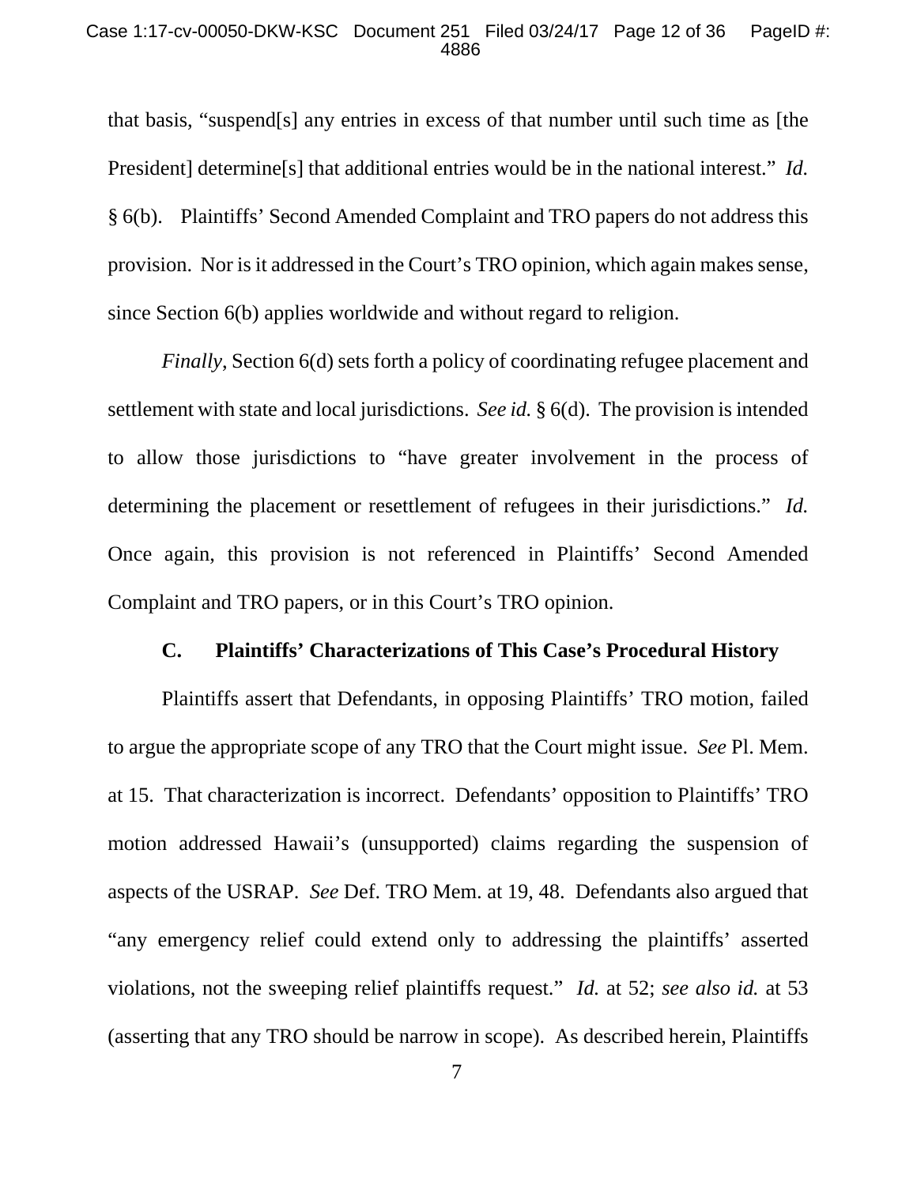that basis, "suspend[s] any entries in excess of that number until such time as [the President] determine[s] that additional entries would be in the national interest." *Id.* § 6(b). Plaintiffs' Second Amended Complaint and TRO papers do not address this provision. Nor is it addressed in the Court's TRO opinion, which again makes sense, since Section 6(b) applies worldwide and without regard to religion.

*Finally*, Section 6(d) sets forth a policy of coordinating refugee placement and settlement with state and local jurisdictions. *See id.* § 6(d). The provision is intended to allow those jurisdictions to "have greater involvement in the process of determining the placement or resettlement of refugees in their jurisdictions." *Id.* Once again, this provision is not referenced in Plaintiffs' Second Amended Complaint and TRO papers, or in this Court's TRO opinion.

### C. Plaintiffs' Characterizations of This Case's Procedural History

Plaintiffs assert that Defendants, in opposing Plaintiffs' TRO motion, failed to argue the appropriate scope of any TRO that the Court might issue. *See* Pl. Mem. at 15. That characterization is incorrect. Defendants' opposition to Plaintiffs' TRO motion addressed Hawaii's (unsupported) claims regarding the suspension of aspects of the USRAP. *See* Def. TRO Mem. at 19, 48. Defendants also argued that "any emergency relief could extend only to addressing the plaintiffs' asserted violations, not the sweeping relief plaintiffs request." *Id.* at 52; *see also id.* at 53 (asserting that any TRO should be narrow in scope). As described herein, Plaintiffs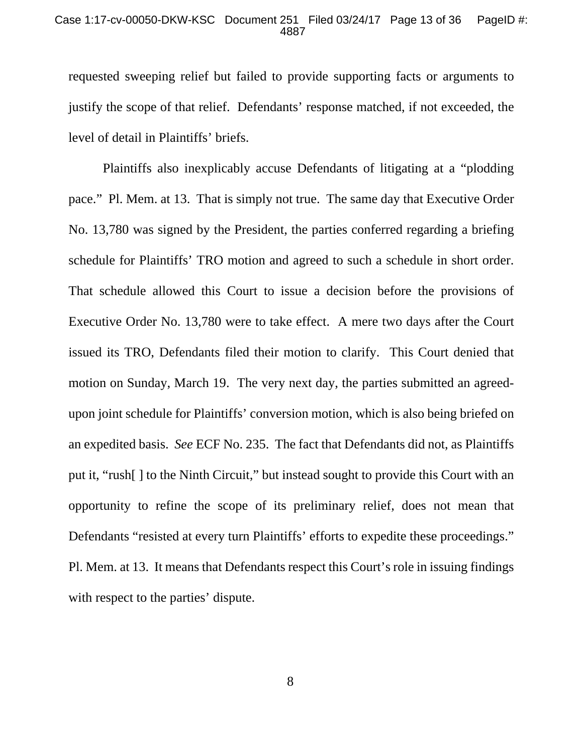requested sweeping relief but failed to provide supporting facts or arguments to justify the scope of that relief. Defendants' response matched, if not exceeded, the level of detail in Plaintiffs' briefs.

Plaintiffs also inexplicably accuse Defendants of litigating at a "plodding pace." Pl. Mem. at 13. That is simply not true. The same day that Executive Order No. 13,780 was signed by the President, the parties conferred regarding a briefing schedule for Plaintiffs' TRO motion and agreed to such a schedule in short order. That schedule allowed this Court to issue a decision before the provisions of Executive Order No. 13,780 were to take effect. A mere two days after the Court issued its TRO, Defendants filed their motion to clarify. This Court denied that motion on Sunday, March 19. The very next day, the parties submitted an agreed-upon joint schedule for Plaintiffs' conversion motion, which is also being briefed on an expedited basis. *See* ECF No. 235. The fact that Defendants did not, as Plaintiffs put it, "rush[ ] to the Ninth Circuit," but instead sought to provide this Court with an opportunity to refine the scope of its preliminary relief, does not mean that Defendants "resisted at every turn Plaintiffs' efforts to expedite these proceedings." Pl. Mem. at 13. It means that Defendants respect this Court's role in issuing findings with respect to the parties' dispute.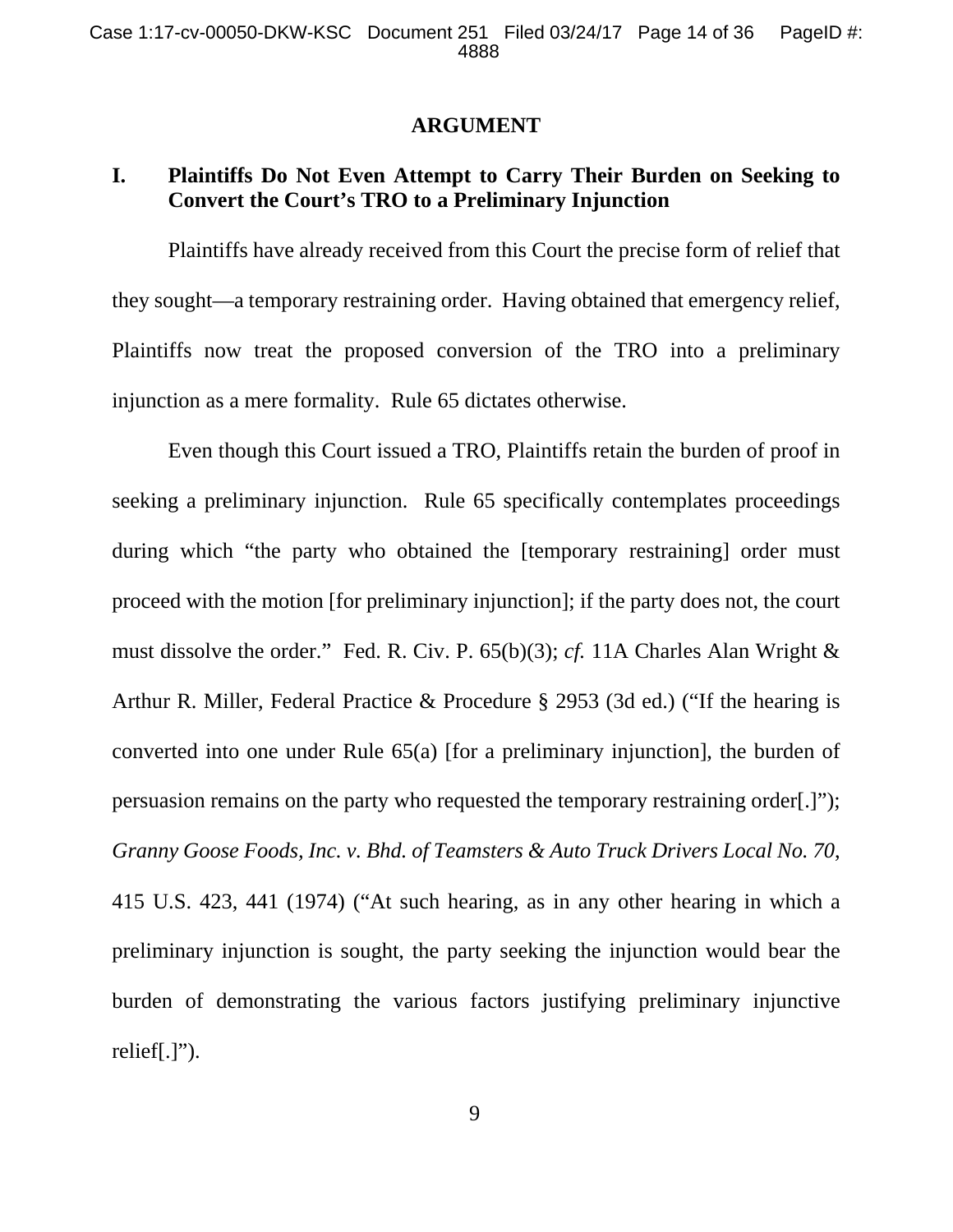## ARGUMENT

### I. Plaintiffs Do Not Even Attempt to Carry Their Burden on Seeking to Convert the Court's TRO to a Preliminary Injunction

Plaintiffs have already received from this Court the precise form of relief that they sought—a temporary restraining order. Having obtained that emergency relief, Plaintiffs now treat the proposed conversion of the TRO into a preliminary injunction as a mere formality. Rule 65 dictates otherwise.

Even though this Court issued a TRO, Plaintiffs retain the burden of proof in seeking a preliminary injunction. Rule 65 specifically contemplates proceedings during which "the party who obtained the [temporary restraining] order must proceed with the motion [for preliminary injunction]; if the party does not, the court must dissolve the order." Fed. R. Civ. P. 65(b)(3); *cf.* 11A Charles Alan Wright & Arthur R. Miller, Federal Practice & Procedure § 2953 (3d ed.) ("If the hearing is converted into one under Rule 65(a) [for a preliminary injunction], the burden of persuasion remains on the party who requested the temporary restraining order[.]"); *Granny Goose Foods, Inc. v. Bhd. of Teamsters & Auto Truck Drivers Local No. 70*, 415 U.S. 423, 441 (1974) ("At such hearing, as in any other hearing in which a preliminary injunction is sought, the party seeking the injunction would bear the burden of demonstrating the various factors justifying preliminary injunctive relief[.]").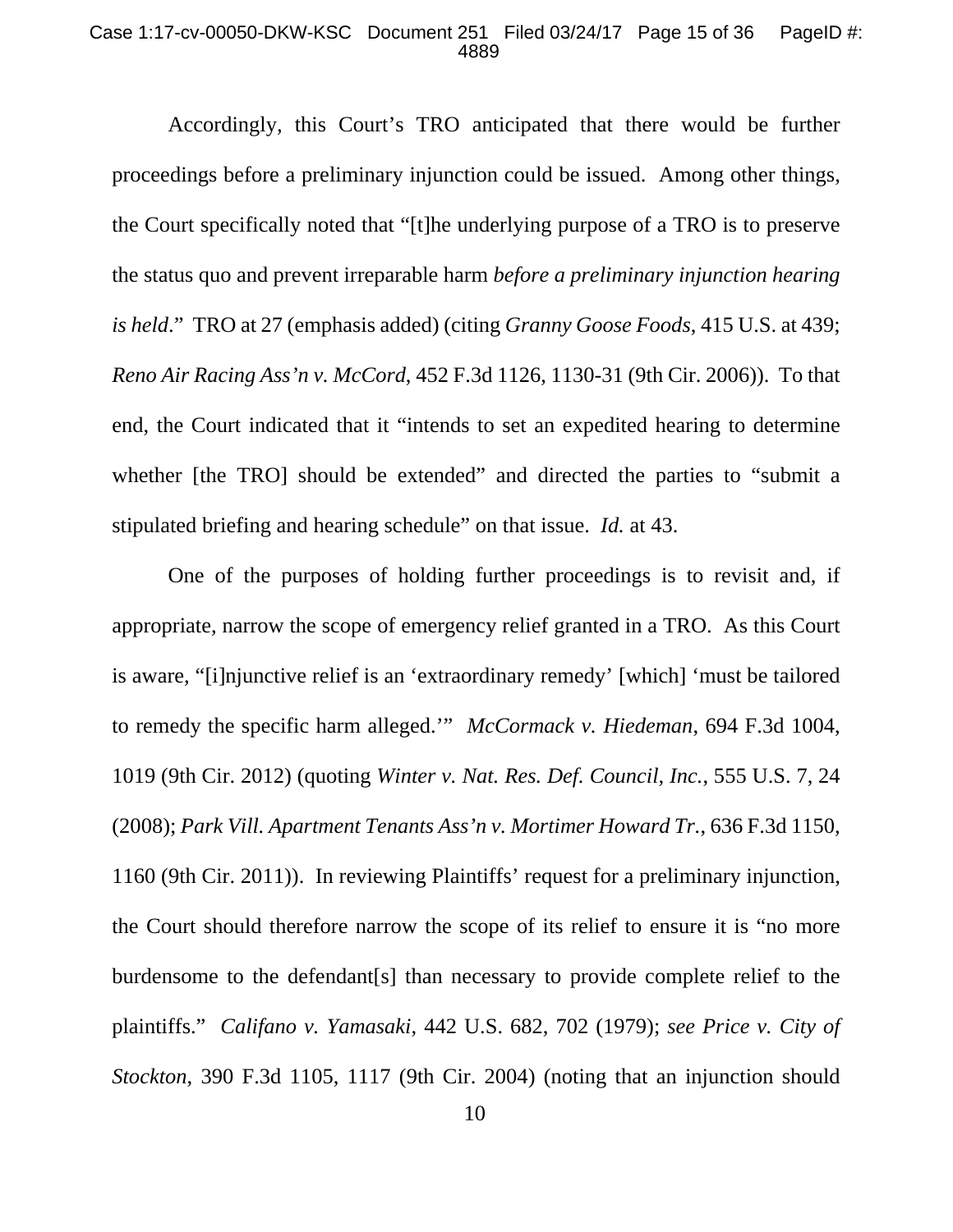Accordingly, this Court's TRO anticipated that there would be further proceedings before a preliminary injunction could be issued. Among other things, the Court specifically noted that "[t]he underlying purpose of a TRO is to preserve the status quo and prevent irreparable harm *before a preliminary injunction hearing is held*." TRO at 27 (emphasis added) (citing *Granny Goose Foods*, 415 U.S. at 439; *Reno Air Racing Ass'n v. McCord*, 452 F.3d 1126, 1130-31 (9th Cir. 2006)). To that end, the Court indicated that it "intends to set an expedited hearing to determine whether [the TRO] should be extended" and directed the parties to "submit a stipulated briefing and hearing schedule" on that issue. *Id.* at 43.

One of the purposes of holding further proceedings is to revisit and, if appropriate, narrow the scope of emergency relief granted in a TRO. As this Court is aware, "[i]njunctive relief is an 'extraordinary remedy' [which] 'must be tailored to remedy the specific harm alleged.'" *McCormack v. Hiedeman*, 694 F.3d 1004, 1019 (9th Cir. 2012) (quoting *Winter v. Nat. Res. Def. Council, Inc.*, 555 U.S. 7, 24 (2008); *Park Vill. Apartment Tenants Ass'n v. Mortimer Howard Tr.*, 636 F.3d 1150, 1160 (9th Cir. 2011)). In reviewing Plaintiffs' request for a preliminary injunction, the Court should therefore narrow the scope of its relief to ensure it is "no more burdensome to the defendant[s] than necessary to provide complete relief to the plaintiffs." *Califano v. Yamasaki*, 442 U.S. 682, 702 (1979); *see Price v. City of Stockton*, 390 F.3d 1105, 1117 (9th Cir. 2004) (noting that an injunction should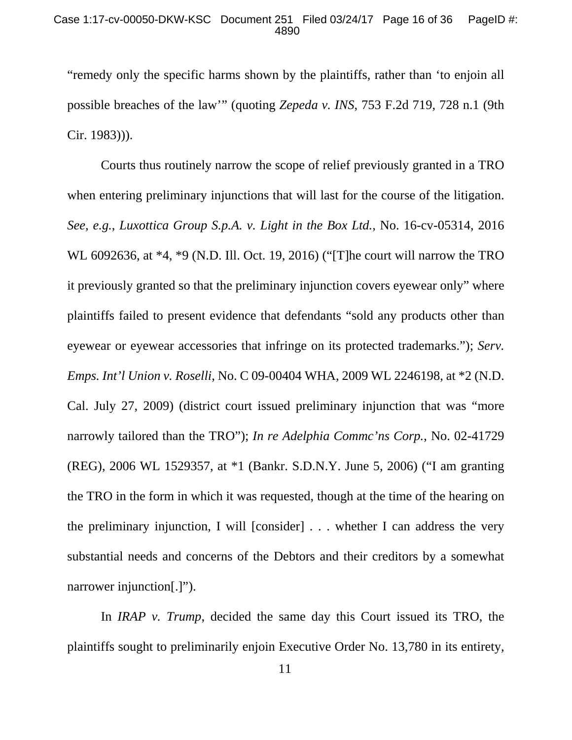"remedy only the specific harms shown by the plaintiffs, rather than 'to enjoin all possible breaches of the law'" (quoting *Zepeda v. INS*, 753 F.2d 719, 728 n.1 (9th Cir. 1983))).

Courts thus routinely narrow the scope of relief previously granted in a TRO when entering preliminary injunctions that will last for the course of the litigation. *See, e.g.*, *Luxottica Group S.p.A. v. Light in the Box Ltd.*, No. 16-cv-05314, 2016 WL 6092636, at *4, *9 (N.D. Ill. Oct. 19, 2016) ("[T]he court will narrow the TRO it previously granted so that the preliminary injunction covers eyewear only" where plaintiffs failed to present evidence that defendants "sold any products other than eyewear or eyewear accessories that infringe on its protected trademarks."); *Serv. Emps. Int'l Union v. Roselli*, No. C 09-00404 WHA, 2009 WL 2246198, at *2 (N.D. Cal. July 27, 2009) (district court issued preliminary injunction that was "more narrowly tailored than the TRO"); *In re Adelphia Commc'ns Corp.*, No. 02-41729 (REG), 2006 WL 1529357, at *1 (Bankr. S.D.N.Y. June 5, 2006) ("I am granting the TRO in the form in which it was requested, though at the time of the hearing on the preliminary injunction, I will [consider] . . . whether I can address the very substantial needs and concerns of the Debtors and their creditors by a somewhat narrower injunction[.]").

In *IRAP v. Trump*, decided the same day this Court issued its TRO, the plaintiffs sought to preliminarily enjoin Executive Order No. 13,780 in its entirety,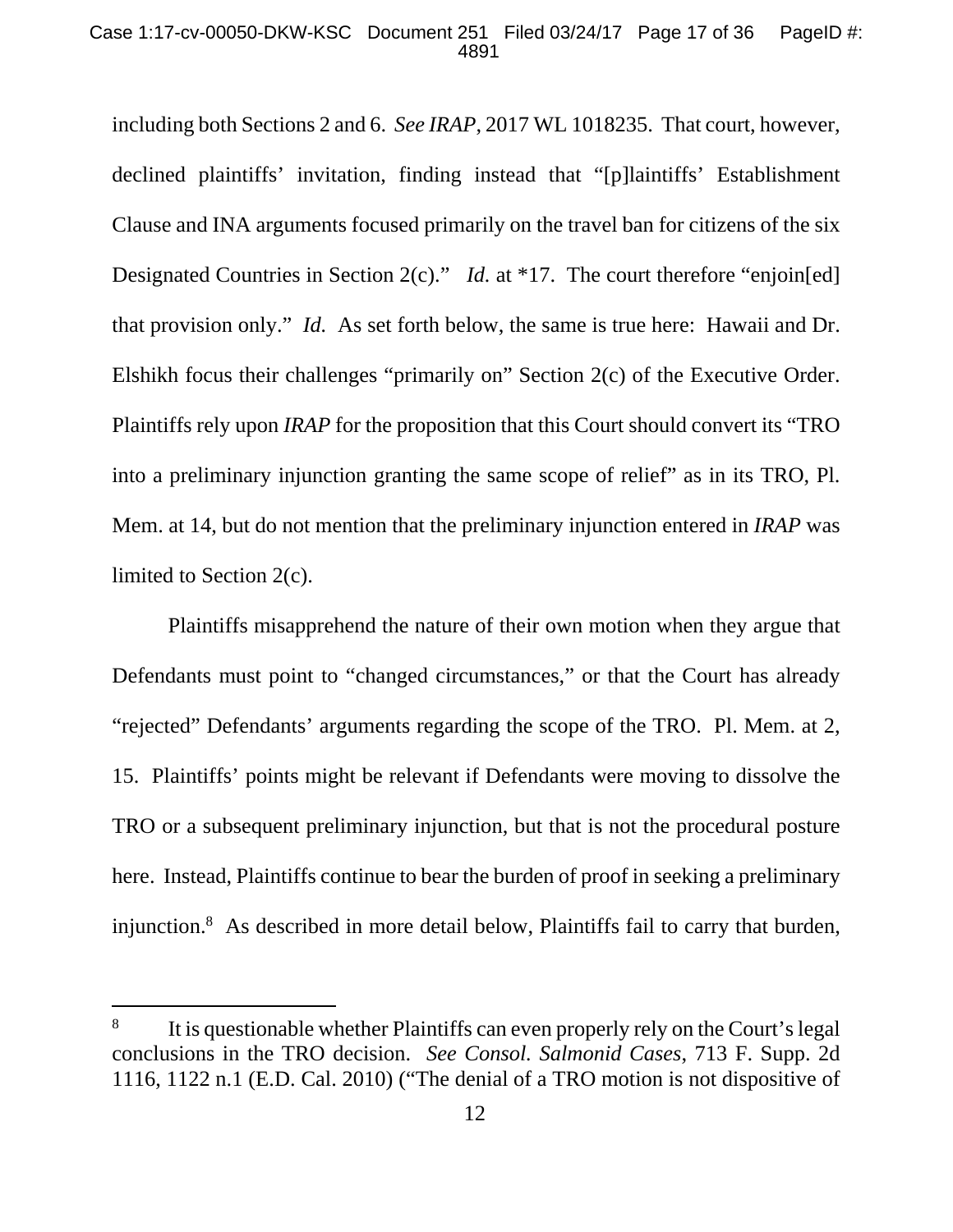including both Sections 2 and 6. *See IRAP*, 2017 WL 1018235. That court, however, declined plaintiffs' invitation, finding instead that "[p]laintiffs' Establishment Clause and INA arguments focused primarily on the travel ban for citizens of the six Designated Countries in Section 2(c)." *Id.* at *17. The court therefore "enjoin[ed] that provision only." *Id.* As set forth below, the same is true here: Hawaii and Dr. Elshikh focus their challenges "primarily on" Section 2(c) of the Executive Order. Plaintiffs rely upon *IRAP* for the proposition that this Court should convert its "TRO into a preliminary injunction granting the same scope of relief" as in its TRO, Pl. Mem. at 14, but do not mention that the preliminary injunction entered in *IRAP* was limited to Section 2(c).

Plaintiffs misapprehend the nature of their own motion when they argue that Defendants must point to "changed circumstances," or that the Court has already "rejected" Defendants' arguments regarding the scope of the TRO. Pl. Mem. at 2, 15. Plaintiffs' points might be relevant if Defendants were moving to dissolve the TRO or a subsequent preliminary injunction, but that is not the procedural posture here. Instead, Plaintiffs continue to bear the burden of proof in seeking a preliminary injunction.[8] As described in more detail below, Plaintiffs fail to carry that burden,

---

[8] It is questionable whether Plaintiffs can even properly rely on the Court's legal conclusions in the TRO decision. *See Consol. Salmonid Cases*, 713 F. Supp. 2d 1116, 1122 n.1 (E.D. Cal. 2010) ("The denial of a TRO motion is not dispositive of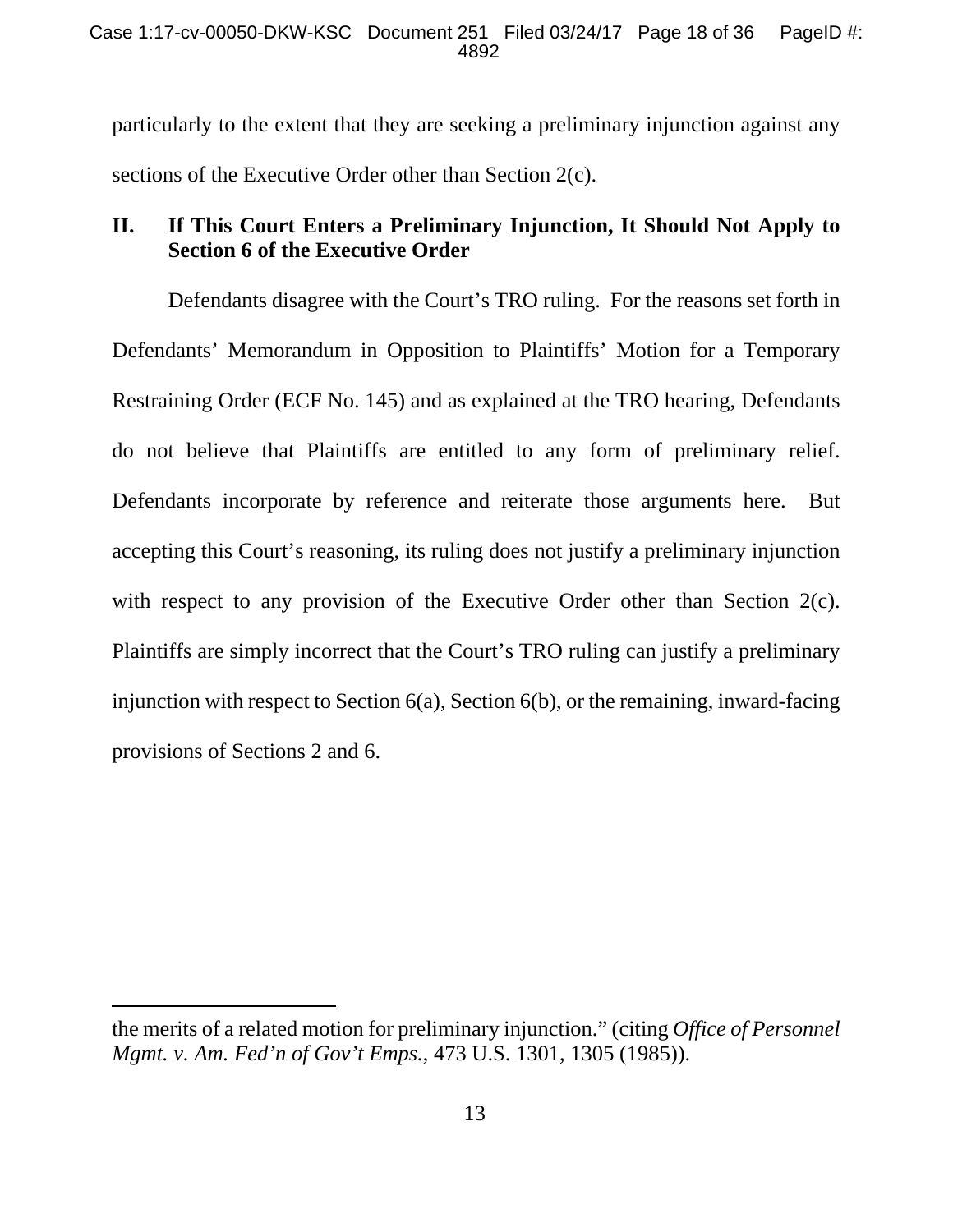particularly to the extent that they are seeking a preliminary injunction against any sections of the Executive Order other than Section 2(c).

## II. If This Court Enters a Preliminary Injunction, It Should Not Apply to Section 6 of the Executive Order

Defendants disagree with the Court's TRO ruling. For the reasons set forth in Defendants' Memorandum in Opposition to Plaintiffs' Motion for a Temporary Restraining Order (ECF No. 145) and as explained at the TRO hearing, Defendants do not believe that Plaintiffs are entitled to any form of preliminary relief. Defendants incorporate by reference and reiterate those arguments here. But accepting this Court's reasoning, its ruling does not justify a preliminary injunction with respect to any provision of the Executive Order other than Section 2(c). Plaintiffs are simply incorrect that the Court's TRO ruling can justify a preliminary injunction with respect to Section 6(a), Section 6(b), or the remaining, inward-facing provisions of Sections 2 and 6.

---

the merits of a related motion for preliminary injunction." (citing *Office of Personnel Mgmt. v. Am. Fed'n of Gov't Emps.*, 473 U.S. 1301, 1305 (1985)).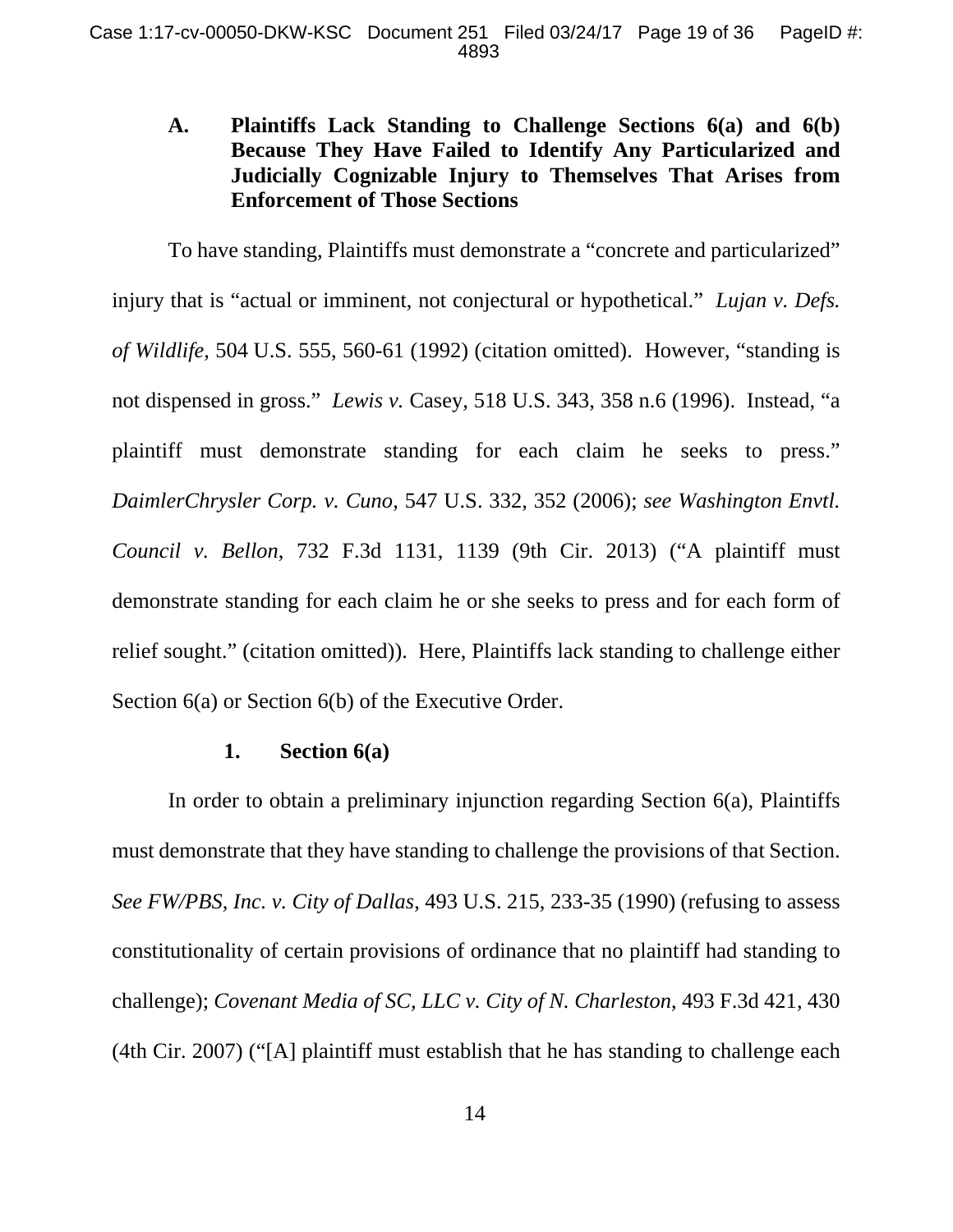### A. Plaintiffs Lack Standing to Challenge Sections 6(a) and 6(b) Because They Have Failed to Identify Any Particularized and Judicially Cognizable Injury to Themselves That Arises from Enforcement of Those Sections

To have standing, Plaintiffs must demonstrate a "concrete and particularized" injury that is "actual or imminent, not conjectural or hypothetical." *Lujan v. Defs. of Wildlife*, 504 U.S. 555, 560-61 (1992) (citation omitted). However, "standing is not dispensed in gross." *Lewis v.* Casey, 518 U.S. 343, 358 n.6 (1996). Instead, "a plaintiff must demonstrate standing for each claim he seeks to press." *DaimlerChrysler Corp. v. Cuno*, 547 U.S. 332, 352 (2006); *see Washington Envtl. Council v. Bellon*, 732 F.3d 1131, 1139 (9th Cir. 2013) ("A plaintiff must demonstrate standing for each claim he or she seeks to press and for each form of relief sought." (citation omitted)). Here, Plaintiffs lack standing to challenge either Section 6(a) or Section 6(b) of the Executive Order.

#### 1. Section 6(a)

In order to obtain a preliminary injunction regarding Section 6(a), Plaintiffs must demonstrate that they have standing to challenge the provisions of that Section. *See FW/PBS, Inc. v. City of Dallas*, 493 U.S. 215, 233-35 (1990) (refusing to assess constitutionality of certain provisions of ordinance that no plaintiff had standing to challenge); *Covenant Media of SC, LLC v. City of N. Charleston*, 493 F.3d 421, 430 (4th Cir. 2007) ("[A] plaintiff must establish that he has standing to challenge each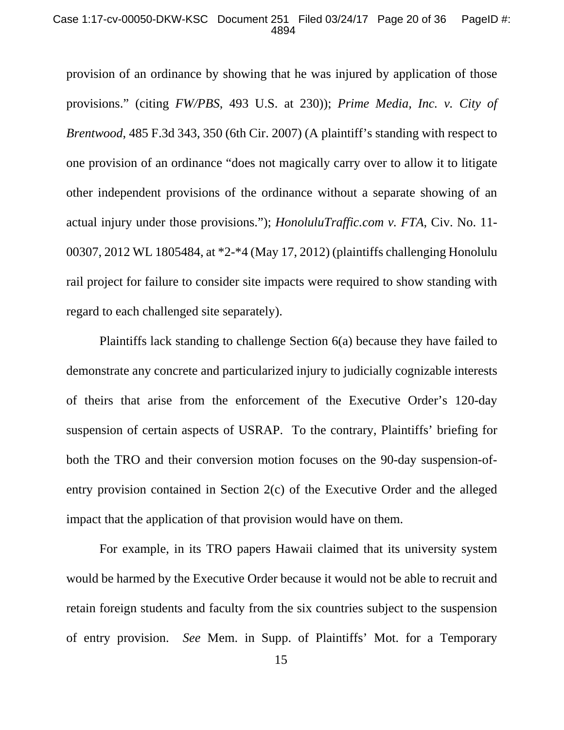provision of an ordinance by showing that he was injured by application of those provisions." (citing *FW/PBS*, 493 U.S. at 230)); *Prime Media, Inc. v. City of Brentwood*, 485 F.3d 343, 350 (6th Cir. 2007) (A plaintiff's standing with respect to one provision of an ordinance "does not magically carry over to allow it to litigate other independent provisions of the ordinance without a separate showing of an actual injury under those provisions."); *HonoluluTraffic.com v. FTA*, Civ. No. 11-00307, 2012 WL 1805484, at *2-*4 (May 17, 2012) (plaintiffs challenging Honolulu rail project for failure to consider site impacts were required to show standing with regard to each challenged site separately).

Plaintiffs lack standing to challenge Section 6(a) because they have failed to demonstrate any concrete and particularized injury to judicially cognizable interests of theirs that arise from the enforcement of the Executive Order's 120-day suspension of certain aspects of USRAP. To the contrary, Plaintiffs' briefing for both the TRO and their conversion motion focuses on the 90-day suspension-of-entry provision contained in Section 2(c) of the Executive Order and the alleged impact that the application of that provision would have on them.

For example, in its TRO papers Hawaii claimed that its university system would be harmed by the Executive Order because it would not be able to recruit and retain foreign students and faculty from the six countries subject to the suspension of entry provision. *See* Mem. in Supp. of Plaintiffs' Mot. for a Temporary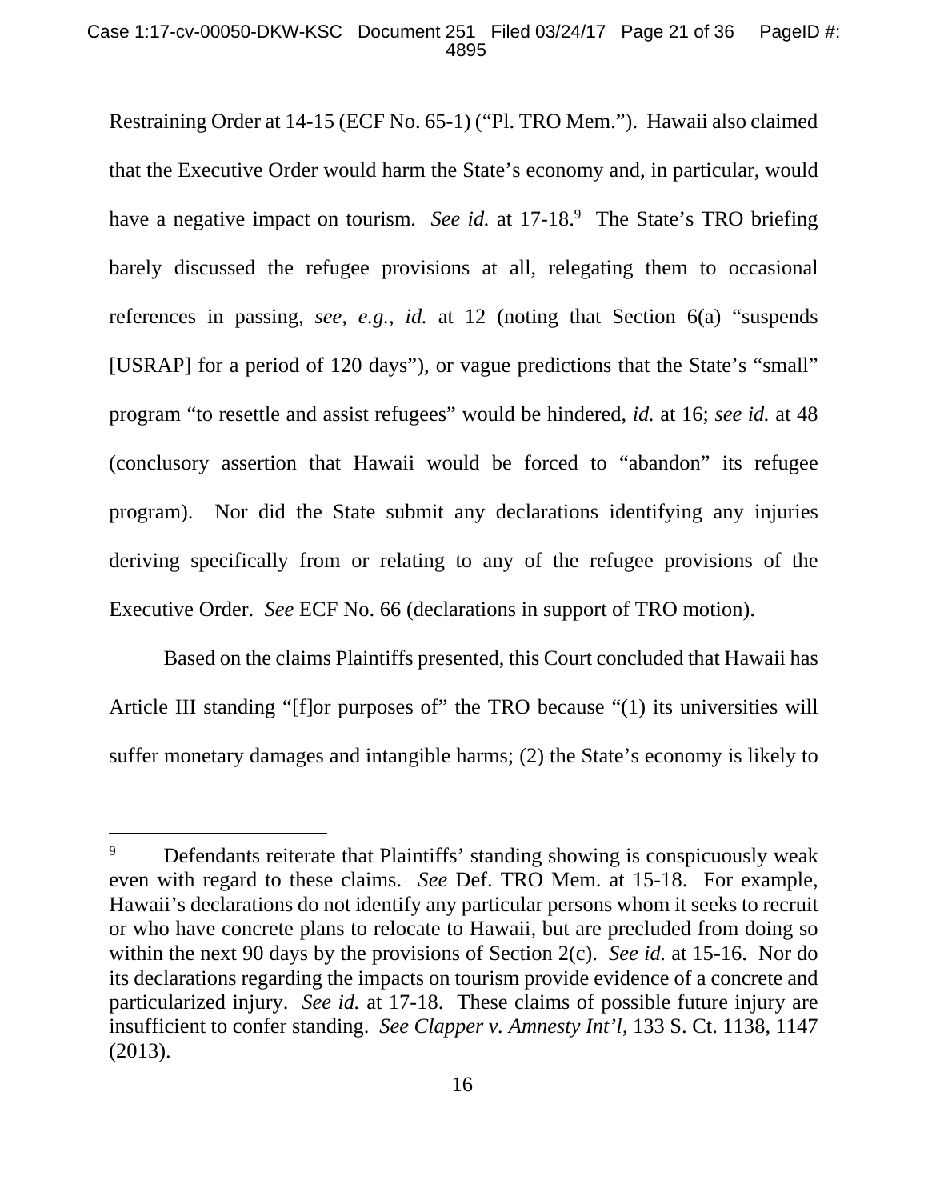Restraining Order at 14-15 (ECF No. 65-1) ("Pl. TRO Mem."). Hawaii also claimed that the Executive Order would harm the State's economy and, in particular, would have a negative impact on tourism. *See id.* at 17-18.[9] The State's TRO briefing barely discussed the refugee provisions at all, relegating them to occasional references in passing, *see, e.g.*, *id.* at 12 (noting that Section 6(a) "suspends [USRAP] for a period of 120 days"), or vague predictions that the State's "small" program "to resettle and assist refugees" would be hindered, *id.* at 16; *see id.* at 48 (conclusory assertion that Hawaii would be forced to "abandon" its refugee program). Nor did the State submit any declarations identifying any injuries deriving specifically from or relating to any of the refugee provisions of the Executive Order. *See* ECF No. 66 (declarations in support of TRO motion).

Based on the claims Plaintiffs presented, this Court concluded that Hawaii has Article III standing "[f]or purposes of" the TRO because "(1) its universities will suffer monetary damages and intangible harms; (2) the State's economy is likely to

---

[9] Defendants reiterate that Plaintiffs' standing showing is conspicuously weak even with regard to these claims. *See* Def. TRO Mem. at 15-18. For example, Hawaii's declarations do not identify any particular persons whom it seeks to recruit or who have concrete plans to relocate to Hawaii, but are precluded from doing so within the next 90 days by the provisions of Section 2(c). *See id.* at 15-16. Nor do its declarations regarding the impacts on tourism provide evidence of a concrete and particularized injury. *See id.* at 17-18. These claims of possible future injury are insufficient to confer standing. *See Clapper v. Amnesty Int'l*, 133 S. Ct. 1138, 1147 (2013).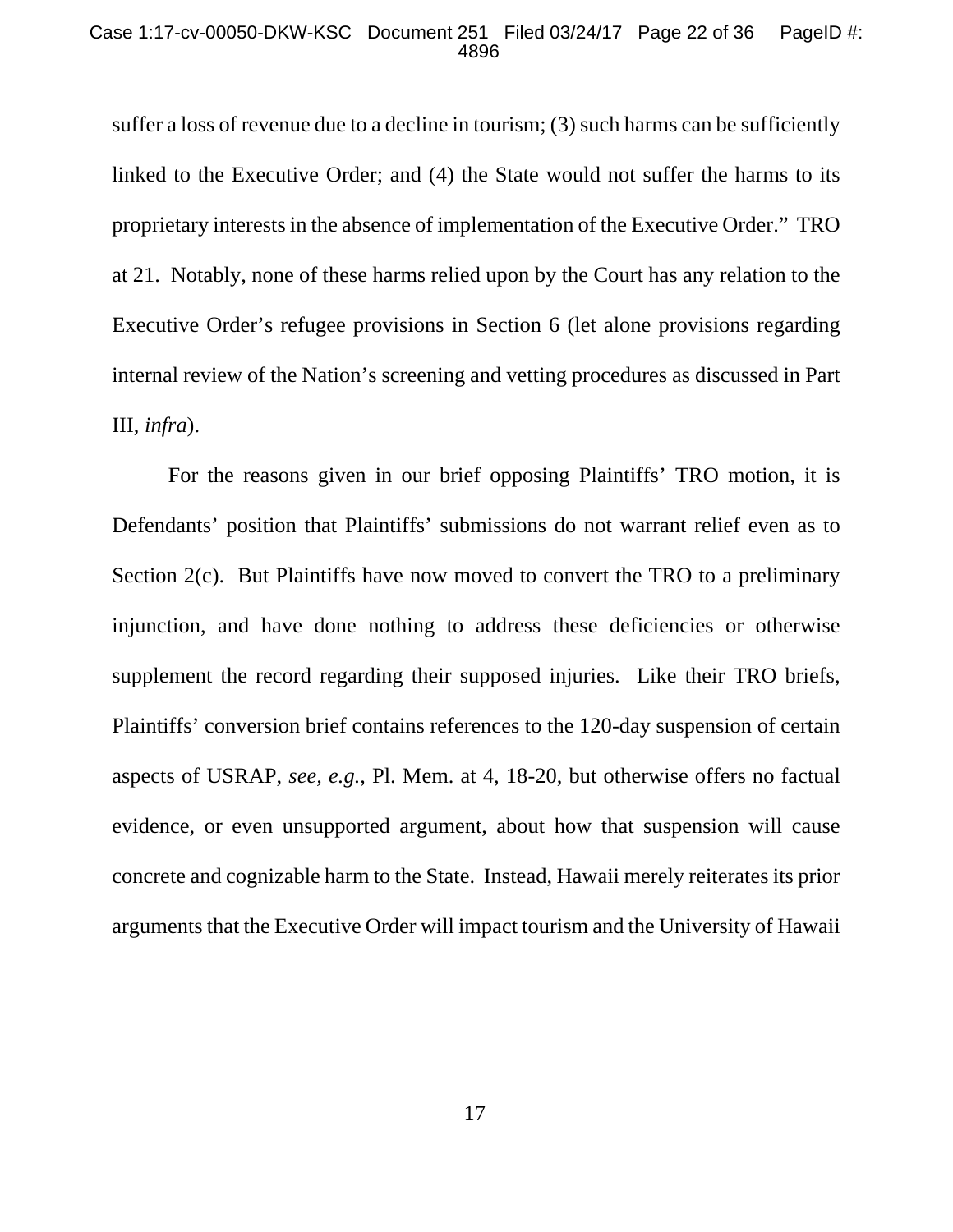suffer a loss of revenue due to a decline in tourism; (3) such harms can be sufficiently linked to the Executive Order; and (4) the State would not suffer the harms to its proprietary interests in the absence of implementation of the Executive Order." TRO at 21. Notably, none of these harms relied upon by the Court has any relation to the Executive Order's refugee provisions in Section 6 (let alone provisions regarding internal review of the Nation's screening and vetting procedures as discussed in Part III, *infra*).

For the reasons given in our brief opposing Plaintiffs' TRO motion, it is Defendants' position that Plaintiffs' submissions do not warrant relief even as to Section 2(c). But Plaintiffs have now moved to convert the TRO to a preliminary injunction, and have done nothing to address these deficiencies or otherwise supplement the record regarding their supposed injuries. Like their TRO briefs, Plaintiffs' conversion brief contains references to the 120-day suspension of certain aspects of USRAP, *see, e.g.*, Pl. Mem. at 4, 18-20, but otherwise offers no factual evidence, or even unsupported argument, about how that suspension will cause concrete and cognizable harm to the State. Instead, Hawaii merely reiterates its prior arguments that the Executive Order will impact tourism and the University of Hawaii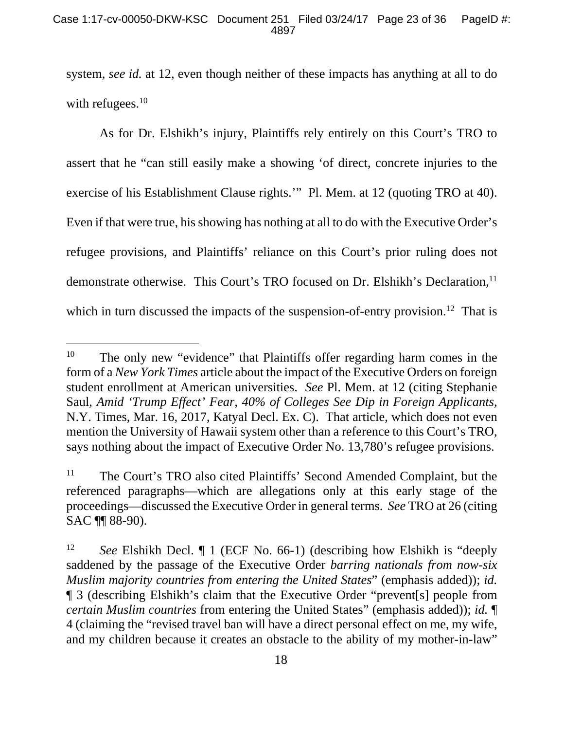system, *see id.* at 12, even though neither of these impacts has anything at all to do with refugees.[10]

As for Dr. Elshikh's injury, Plaintiffs rely entirely on this Court's TRO to assert that he "can still easily make a showing 'of direct, concrete injuries to the exercise of his Establishment Clause rights.'" Pl. Mem. at 12 (quoting TRO at 40). Even if that were true, his showing has nothing at all to do with the Executive Order's refugee provisions, and Plaintiffs' reliance on this Court's prior ruling does not demonstrate otherwise. This Court's TRO focused on Dr. Elshikh's Declaration,[11] which in turn discussed the impacts of the suspension-of-entry provision.[12] That is

---

[10] The only new "evidence" that Plaintiffs offer regarding harm comes in the form of a *New York Times* article about the impact of the Executive Orders on foreign student enrollment at American universities. *See* Pl. Mem. at 12 (citing Stephanie Saul, *Amid 'Trump Effect' Fear, 40% of Colleges See Dip in Foreign Applicants*, N.Y. Times, Mar. 16, 2017, Katyal Decl. Ex. C). That article, which does not even mention the University of Hawaii system other than a reference to this Court's TRO, says nothing about the impact of Executive Order No. 13,780's refugee provisions.

[11] The Court's TRO also cited Plaintiffs' Second Amended Complaint, but the referenced paragraphs—which are allegations only at this early stage of the proceedings—discussed the Executive Order in general terms. *See* TRO at 26 (citing SAC ¶¶ 88-90).

[12] *See* Elshikh Decl. ¶ 1 (ECF No. 66-1) (describing how Elshikh is "deeply saddened by the passage of the Executive Order *barring nationals from now-six Muslim majority countries from entering the United States*" (emphasis added)); *id.* ¶ 3 (describing Elshikh's claim that the Executive Order "prevent[s] people from *certain Muslim countries* from entering the United States" (emphasis added)); *id.* ¶ 4 (claiming the "revised travel ban will have a direct personal effect on me, my wife, and my children because it creates an obstacle to the ability of my mother-in-law"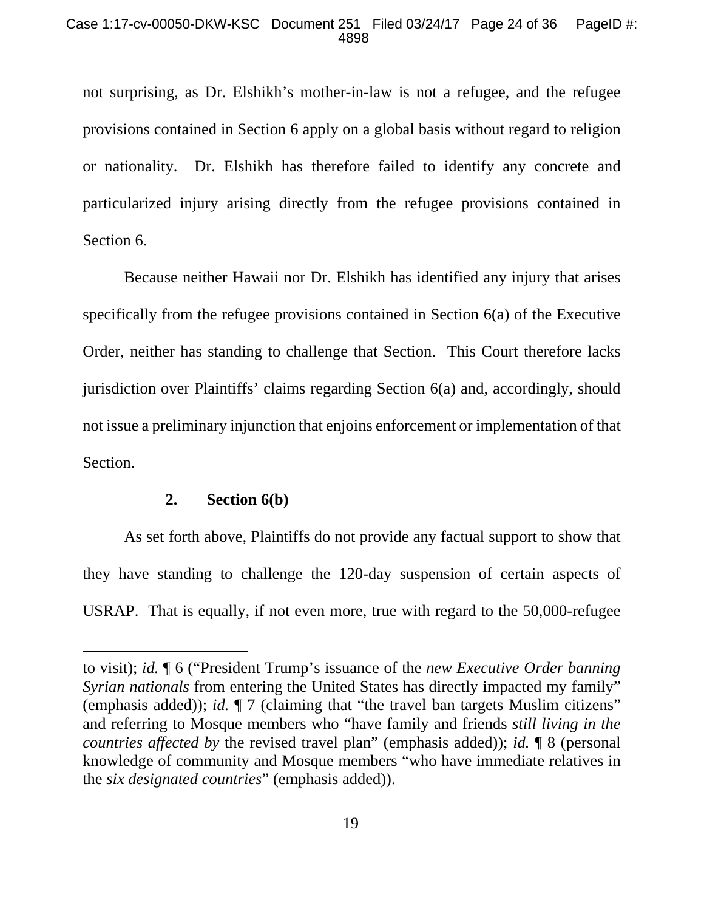not surprising, as Dr. Elshikh's mother-in-law is not a refugee, and the refugee provisions contained in Section 6 apply on a global basis without regard to religion or nationality. Dr. Elshikh has therefore failed to identify any concrete and particularized injury arising directly from the refugee provisions contained in Section 6.

Because neither Hawaii nor Dr. Elshikh has identified any injury that arises specifically from the refugee provisions contained in Section 6(a) of the Executive Order, neither has standing to challenge that Section. This Court therefore lacks jurisdiction over Plaintiffs' claims regarding Section 6(a) and, accordingly, should not issue a preliminary injunction that enjoins enforcement or implementation of that Section.

**2. Section 6(b)**

As set forth above, Plaintiffs do not provide any factual support to show that they have standing to challenge the 120-day suspension of certain aspects of USRAP. That is equally, if not even more, true with regard to the 50,000-refugee

---

to visit); *id.* ¶ 6 ("President Trump's issuance of the *new Executive Order banning Syrian nationals* from entering the United States has directly impacted my family" (emphasis added)); *id.* ¶ 7 (claiming that "the travel ban targets Muslim citizens" and referring to Mosque members who "have family and friends *still living in the countries affected by* the revised travel plan" (emphasis added)); *id.* ¶ 8 (personal knowledge of community and Mosque members "who have immediate relatives in the *six designated countries*" (emphasis added)).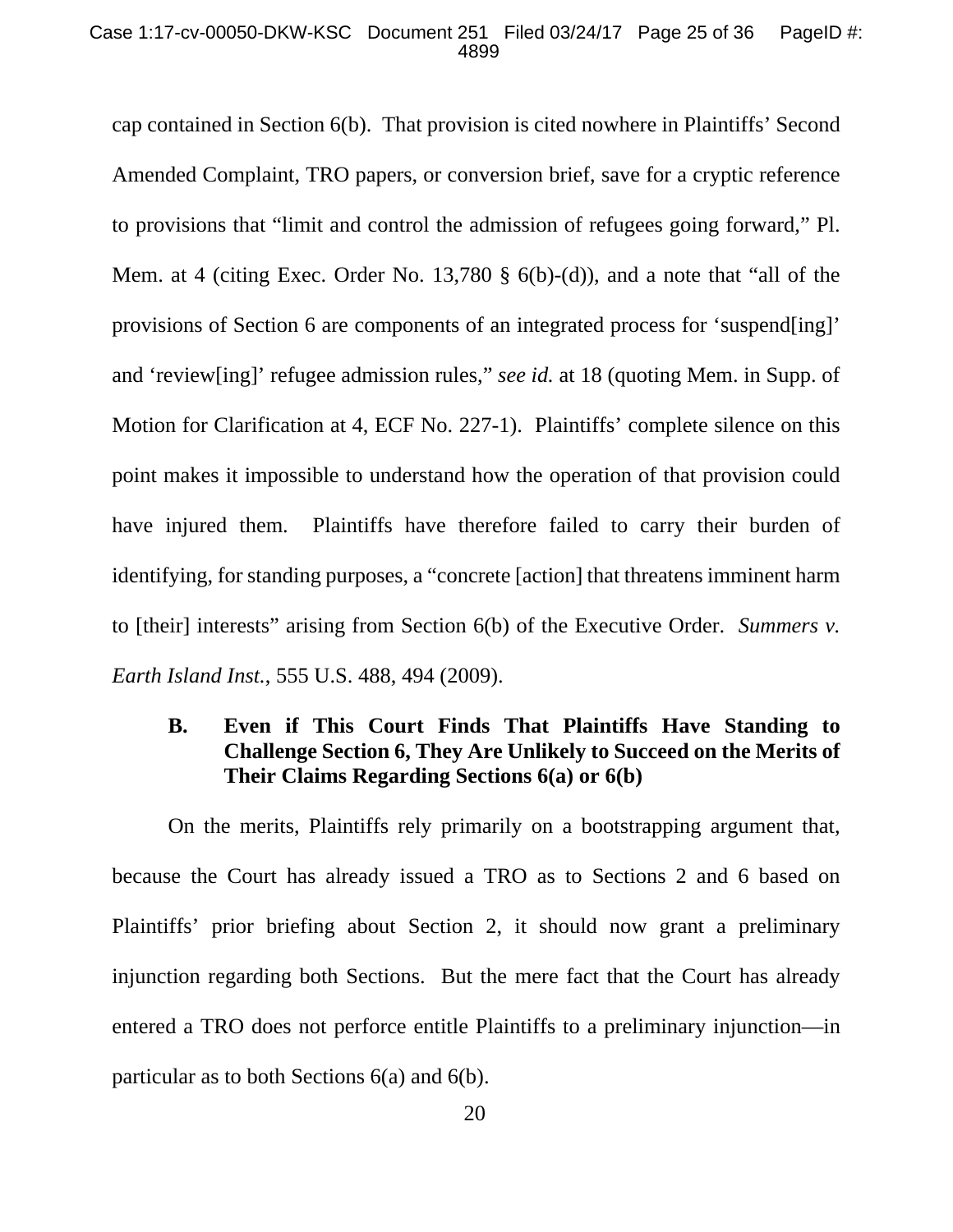cap contained in Section 6(b). That provision is cited nowhere in Plaintiffs' Second Amended Complaint, TRO papers, or conversion brief, save for a cryptic reference to provisions that "limit and control the admission of refugees going forward," Pl. Mem. at 4 (citing Exec. Order No. 13,780 § 6(b)-(d)), and a note that "all of the provisions of Section 6 are components of an integrated process for 'suspend[ing]' and 'review[ing]' refugee admission rules," *see id.* at 18 (quoting Mem. in Supp. of Motion for Clarification at 4, ECF No. 227-1). Plaintiffs' complete silence on this point makes it impossible to understand how the operation of that provision could have injured them. Plaintiffs have therefore failed to carry their burden of identifying, for standing purposes, a "concrete [action] that threatens imminent harm to [their] interests" arising from Section 6(b) of the Executive Order. *Summers v. Earth Island Inst.*, 555 U.S. 488, 494 (2009).

### B. Even if This Court Finds That Plaintiffs Have Standing to Challenge Section 6, They Are Unlikely to Succeed on the Merits of Their Claims Regarding Sections 6(a) or 6(b)

On the merits, Plaintiffs rely primarily on a bootstrapping argument that, because the Court has already issued a TRO as to Sections 2 and 6 based on Plaintiffs' prior briefing about Section 2, it should now grant a preliminary injunction regarding both Sections. But the mere fact that the Court has already entered a TRO does not perforce entitle Plaintiffs to a preliminary injunction—in particular as to both Sections 6(a) and 6(b).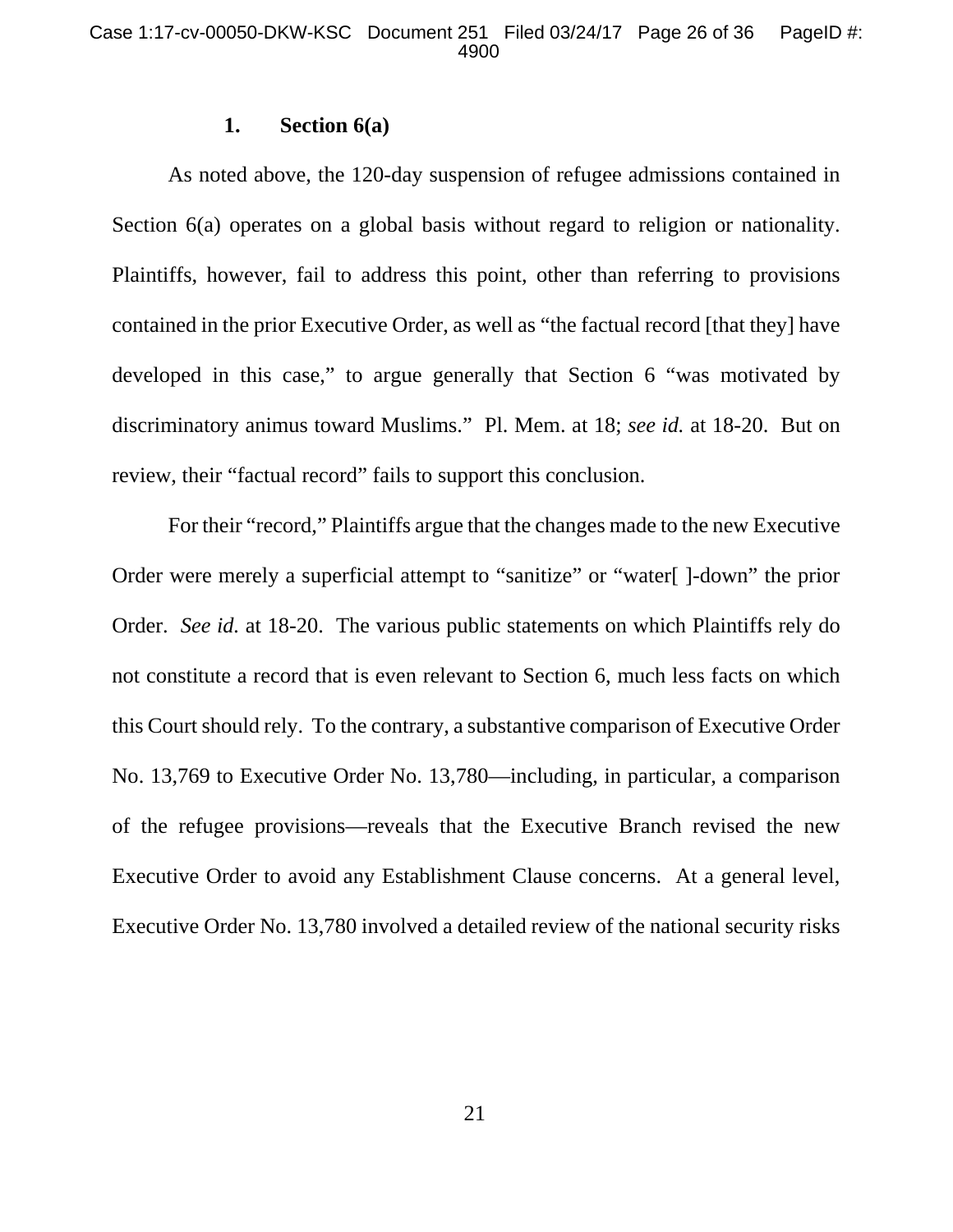### 1. Section 6(a)

As noted above, the 120-day suspension of refugee admissions contained in Section 6(a) operates on a global basis without regard to religion or nationality. Plaintiffs, however, fail to address this point, other than referring to provisions contained in the prior Executive Order, as well as "the factual record [that they] have developed in this case," to argue generally that Section 6 "was motivated by discriminatory animus toward Muslims." Pl. Mem. at 18; *see id.* at 18-20. But on review, their "factual record" fails to support this conclusion.

For their "record," Plaintiffs argue that the changes made to the new Executive Order were merely a superficial attempt to "sanitize" or "water[ ]-down" the prior Order. *See id.* at 18-20. The various public statements on which Plaintiffs rely do not constitute a record that is even relevant to Section 6, much less facts on which this Court should rely. To the contrary, a substantive comparison of Executive Order No. 13,769 to Executive Order No. 13,780—including, in particular, a comparison of the refugee provisions—reveals that the Executive Branch revised the new Executive Order to avoid any Establishment Clause concerns. At a general level, Executive Order No. 13,780 involved a detailed review of the national security risks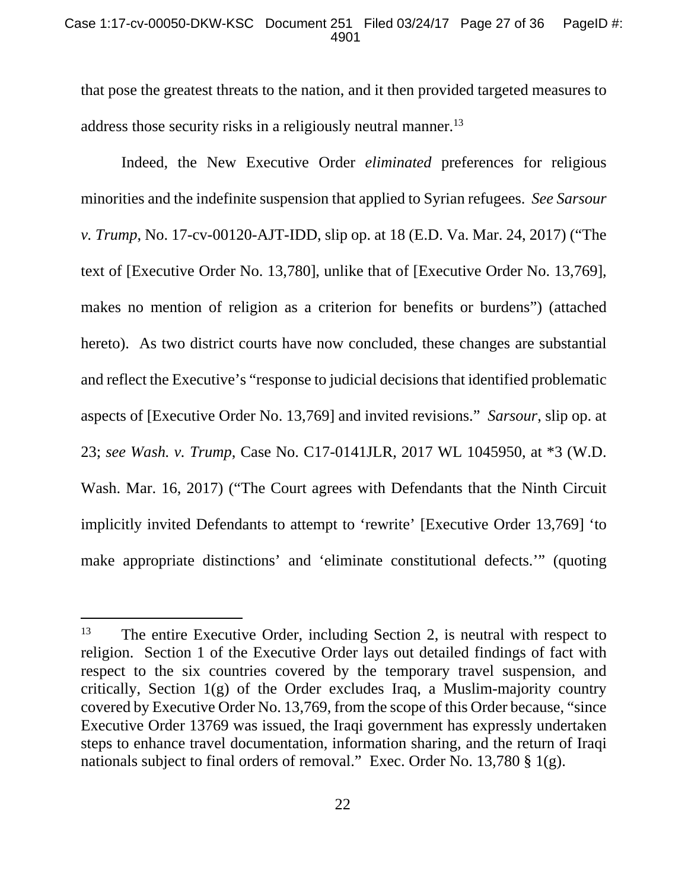that pose the greatest threats to the nation, and it then provided targeted measures to address those security risks in a religiously neutral manner.[13]

Indeed, the New Executive Order *eliminated* preferences for religious minorities and the indefinite suspension that applied to Syrian refugees. *See Sarsour v. Trump*, No. 17-cv-00120-AJT-IDD, slip op. at 18 (E.D. Va. Mar. 24, 2017) ("The text of [Executive Order No. 13,780], unlike that of [Executive Order No. 13,769], makes no mention of religion as a criterion for benefits or burdens") (attached hereto). As two district courts have now concluded, these changes are substantial and reflect the Executive's "response to judicial decisions that identified problematic aspects of [Executive Order No. 13,769] and invited revisions." *Sarsour*, slip op. at 23; *see Wash. v. Trump*, Case No. C17-0141JLR, 2017 WL 1045950, at *3 (W.D. Wash. Mar. 16, 2017) ("The Court agrees with Defendants that the Ninth Circuit implicitly invited Defendants to attempt to 'rewrite' [Executive Order 13,769] 'to make appropriate distinctions' and 'eliminate constitutional defects.'" (quoting

---

[13] The entire Executive Order, including Section 2, is neutral with respect to religion. Section 1 of the Executive Order lays out detailed findings of fact with respect to the six countries covered by the temporary travel suspension, and critically, Section 1(g) of the Order excludes Iraq, a Muslim-majority country covered by Executive Order No. 13,769, from the scope of this Order because, "since Executive Order 13769 was issued, the Iraqi government has expressly undertaken steps to enhance travel documentation, information sharing, and the return of Iraqi nationals subject to final orders of removal." Exec. Order No. 13,780 § 1(g).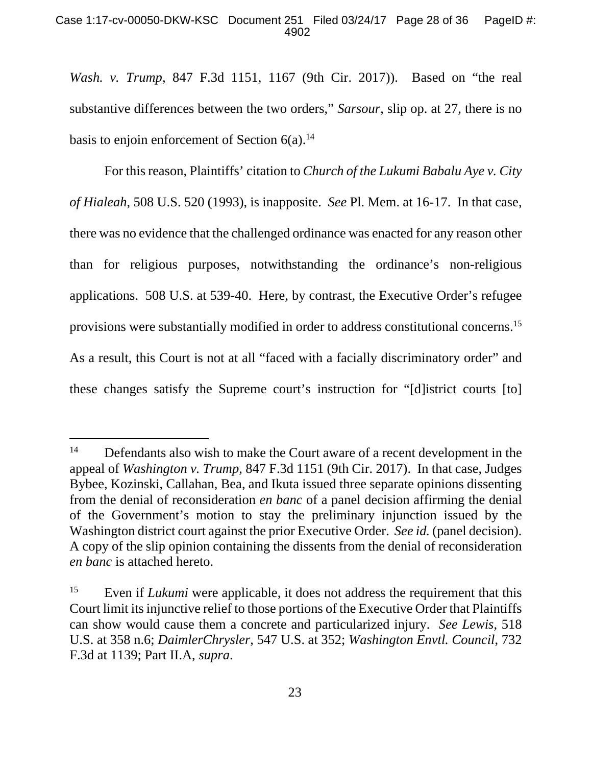*Wash. v. Trump*, 847 F.3d 1151, 1167 (9th Cir. 2017)). Based on "the real substantive differences between the two orders," *Sarsour*, slip op. at 27, there is no basis to enjoin enforcement of Section 6(a).[14]

For this reason, Plaintiffs' citation to *Church of the Lukumi Babalu Aye v. City of Hialeah*, 508 U.S. 520 (1993), is inapposite. *See* Pl. Mem. at 16-17. In that case, there was no evidence that the challenged ordinance was enacted for any reason other than for religious purposes, notwithstanding the ordinance's non-religious applications. 508 U.S. at 539-40. Here, by contrast, the Executive Order's refugee provisions were substantially modified in order to address constitutional concerns.[15] As a result, this Court is not at all "faced with a facially discriminatory order" and these changes satisfy the Supreme court's instruction for "[d]istrict courts [to]

---

[14] Defendants also wish to make the Court aware of a recent development in the appeal of *Washington v. Trump*, 847 F.3d 1151 (9th Cir. 2017). In that case, Judges Bybee, Kozinski, Callahan, Bea, and Ikuta issued three separate opinions dissenting from the denial of reconsideration *en banc* of a panel decision affirming the denial of the Government's motion to stay the preliminary injunction issued by the Washington district court against the prior Executive Order. *See id.* (panel decision). A copy of the slip opinion containing the dissents from the denial of reconsideration *en banc* is attached hereto.

[15] Even if *Lukumi* were applicable, it does not address the requirement that this Court limit its injunctive relief to those portions of the Executive Order that Plaintiffs can show would cause them a concrete and particularized injury. *See Lewis*, 518 U.S. at 358 n.6; *DaimlerChrysler*, 547 U.S. at 352; *Washington Envtl. Council*, 732 F.3d at 1139; Part II.A, *supra*.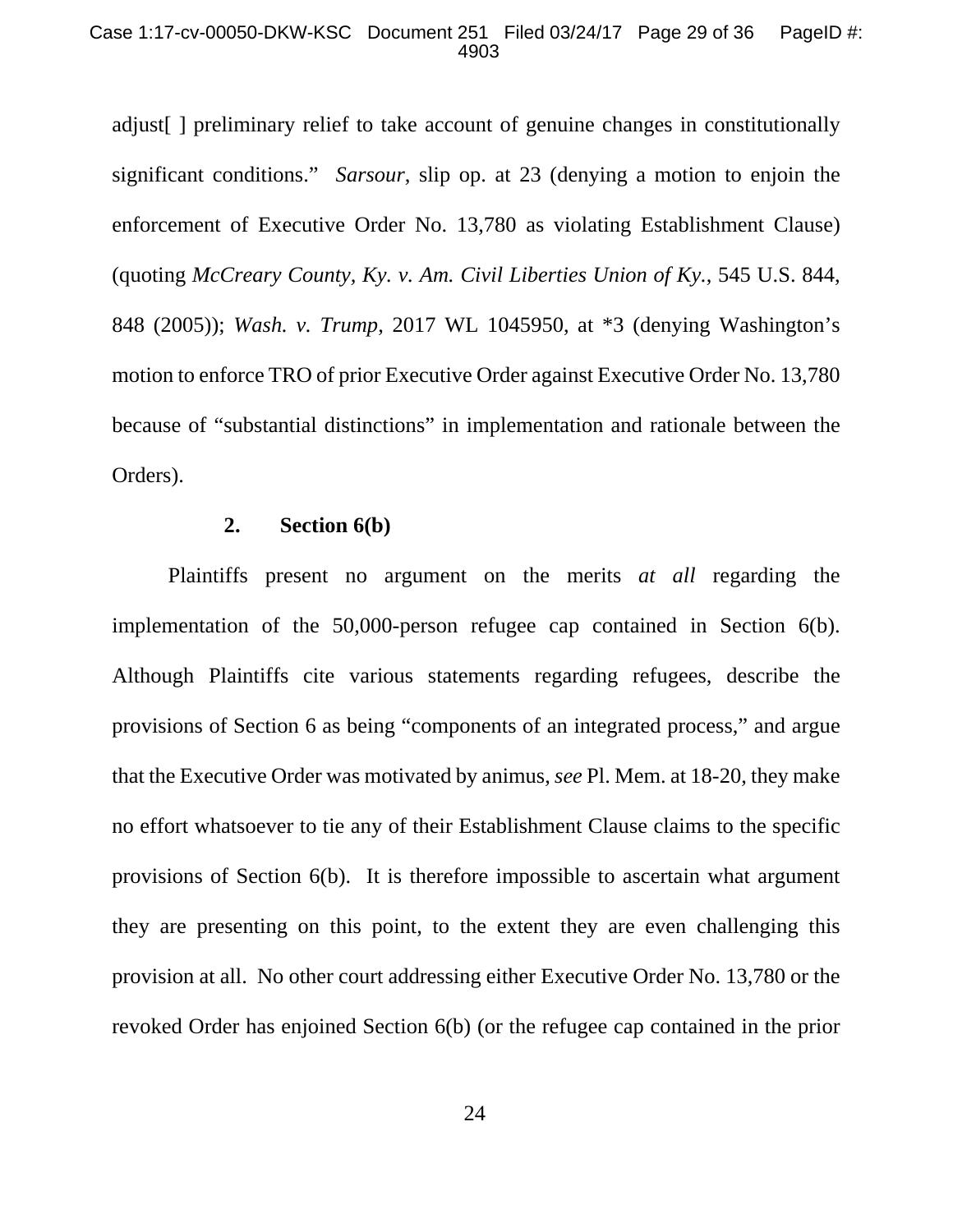adjust[ ] preliminary relief to take account of genuine changes in constitutionally significant conditions." *Sarsour*, slip op. at 23 (denying a motion to enjoin the enforcement of Executive Order No. 13,780 as violating Establishment Clause) (quoting *McCreary County, Ky. v. Am. Civil Liberties Union of Ky.*, 545 U.S. 844, 848 (2005)); *Wash. v. Trump*, 2017 WL 1045950, at *3 (denying Washington's motion to enforce TRO of prior Executive Order against Executive Order No. 13,780 because of "substantial distinctions" in implementation and rationale between the Orders).

### 2. Section 6(b)

Plaintiffs present no argument on the merits *at all* regarding the implementation of the 50,000-person refugee cap contained in Section 6(b). Although Plaintiffs cite various statements regarding refugees, describe the provisions of Section 6 as being "components of an integrated process," and argue that the Executive Order was motivated by animus, *see* Pl. Mem. at 18-20, they make no effort whatsoever to tie any of their Establishment Clause claims to the specific provisions of Section 6(b). It is therefore impossible to ascertain what argument they are presenting on this point, to the extent they are even challenging this provision at all. No other court addressing either Executive Order No. 13,780 or the revoked Order has enjoined Section 6(b) (or the refugee cap contained in the prior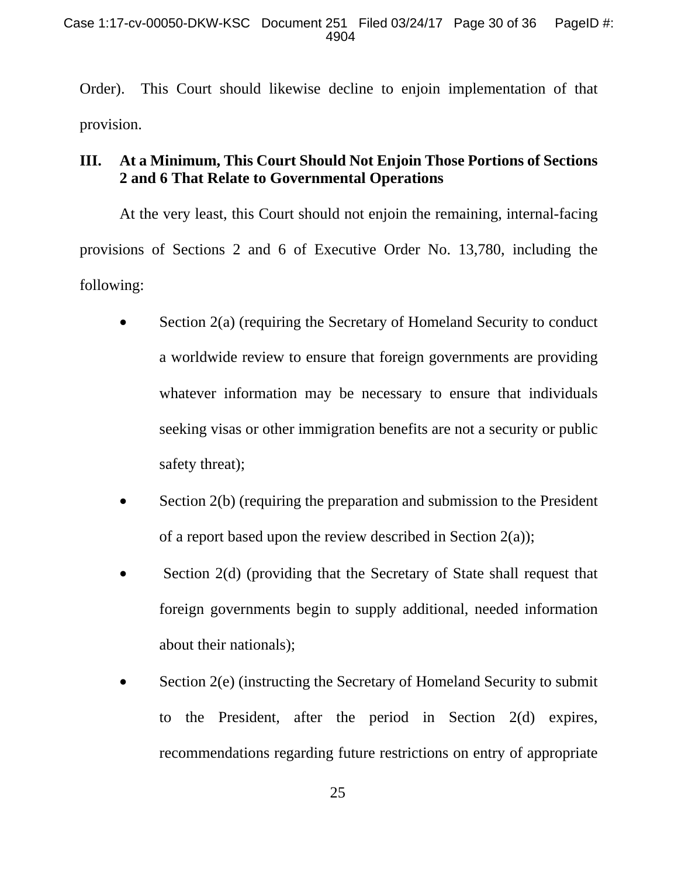Order). This Court should likewise decline to enjoin implementation of that provision.

## III. At a Minimum, This Court Should Not Enjoin Those Portions of Sections 2 and 6 That Relate to Governmental Operations

At the very least, this Court should not enjoin the remaining, internal-facing provisions of Sections 2 and 6 of Executive Order No. 13,780, including the following:

- Section 2(a) (requiring the Secretary of Homeland Security to conduct a worldwide review to ensure that foreign governments are providing whatever information may be necessary to ensure that individuals seeking visas or other immigration benefits are not a security or public safety threat);
- Section 2(b) (requiring the preparation and submission to the President of a report based upon the review described in Section 2(a));
- Section 2(d) (providing that the Secretary of State shall request that foreign governments begin to supply additional, needed information about their nationals);
- Section 2(e) (instructing the Secretary of Homeland Security to submit to the President, after the period in Section 2(d) expires, recommendations regarding future restrictions on entry of appropriate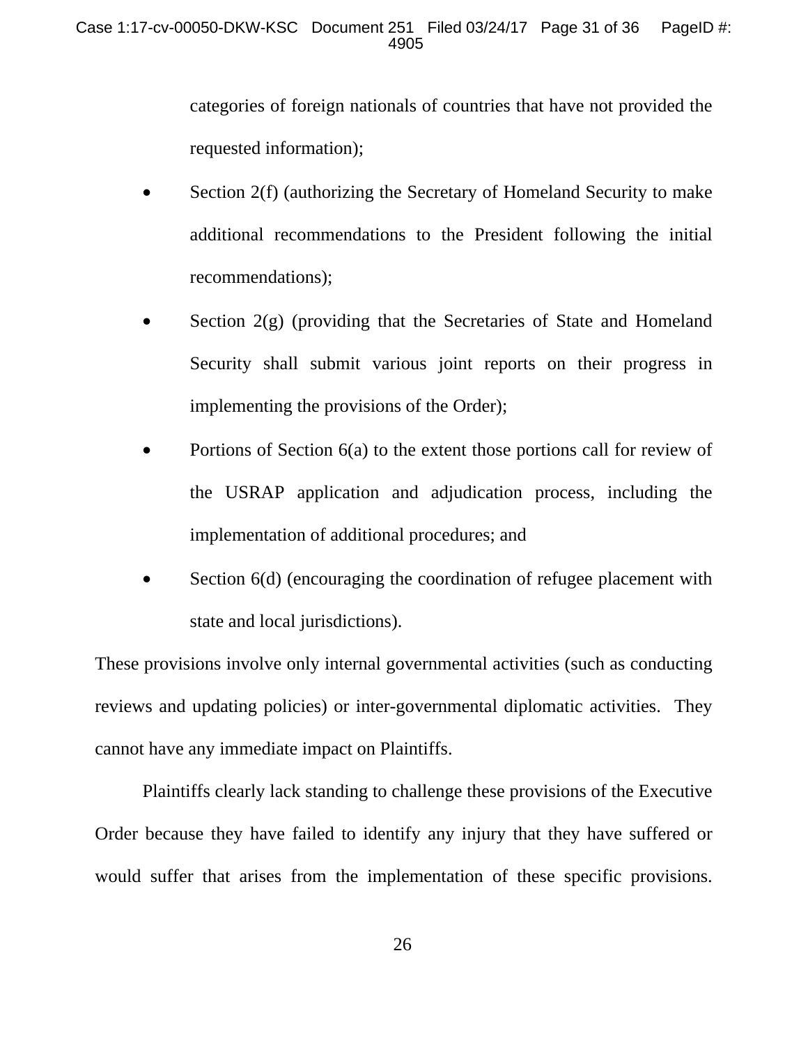categories of foreign nationals of countries that have not provided the requested information);

- Section 2(f) (authorizing the Secretary of Homeland Security to make additional recommendations to the President following the initial recommendations);
- Section 2(g) (providing that the Secretaries of State and Homeland Security shall submit various joint reports on their progress in implementing the provisions of the Order);
- Portions of Section 6(a) to the extent those portions call for review of the USRAP application and adjudication process, including the implementation of additional procedures; and
- Section 6(d) (encouraging the coordination of refugee placement with state and local jurisdictions).

These provisions involve only internal governmental activities (such as conducting reviews and updating policies) or inter-governmental diplomatic activities. They cannot have any immediate impact on Plaintiffs.

Plaintiffs clearly lack standing to challenge these provisions of the Executive Order because they have failed to identify any injury that they have suffered or would suffer that arises from the implementation of these specific provisions.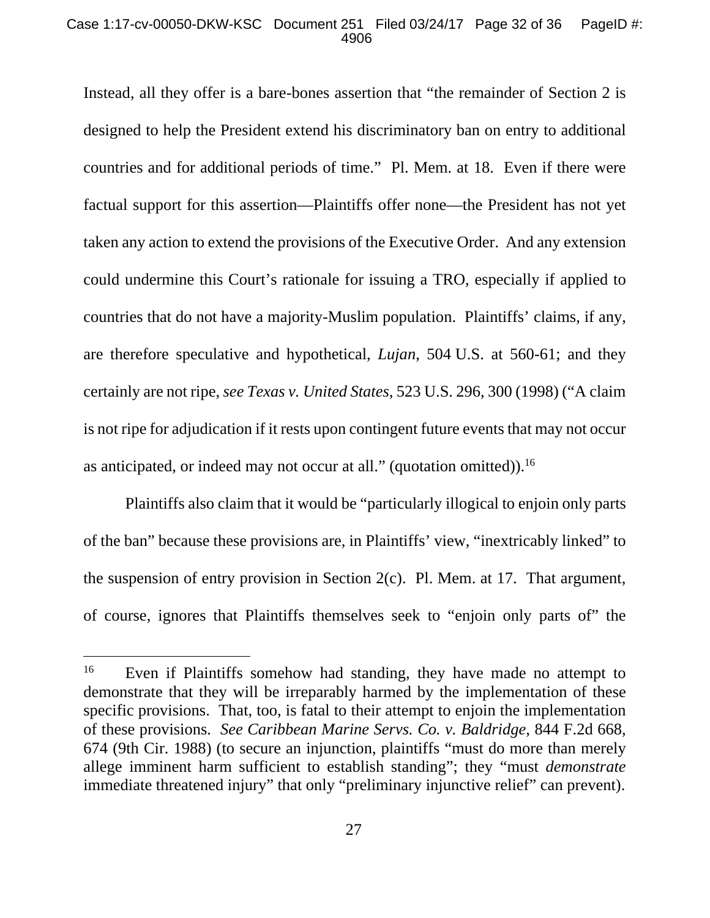Instead, all they offer is a bare-bones assertion that "the remainder of Section 2 is designed to help the President extend his discriminatory ban on entry to additional countries and for additional periods of time." Pl. Mem. at 18. Even if there were factual support for this assertion—Plaintiffs offer none—the President has not yet taken any action to extend the provisions of the Executive Order. And any extension could undermine this Court's rationale for issuing a TRO, especially if applied to countries that do not have a majority-Muslim population. Plaintiffs' claims, if any, are therefore speculative and hypothetical, *Lujan*, 504 U.S. at 560-61; and they certainly are not ripe, *see Texas v. United States*, 523 U.S. 296, 300 (1998) ("A claim is not ripe for adjudication if it rests upon contingent future events that may not occur as anticipated, or indeed may not occur at all." (quotation omitted)).[16]

Plaintiffs also claim that it would be "particularly illogical to enjoin only parts of the ban" because these provisions are, in Plaintiffs' view, "inextricably linked" to the suspension of entry provision in Section 2(c). Pl. Mem. at 17. That argument, of course, ignores that Plaintiffs themselves seek to "enjoin only parts of" the

[16] Even if Plaintiffs somehow had standing, they have made no attempt to demonstrate that they will be irreparably harmed by the implementation of these specific provisions. That, too, is fatal to their attempt to enjoin the implementation of these provisions. *See Caribbean Marine Servs. Co. v. Baldridge*, 844 F.2d 668, 674 (9th Cir. 1988) (to secure an injunction, plaintiffs "must do more than merely allege imminent harm sufficient to establish standing"; they "must *demonstrate* immediate threatened injury" that only "preliminary injunctive relief" can prevent).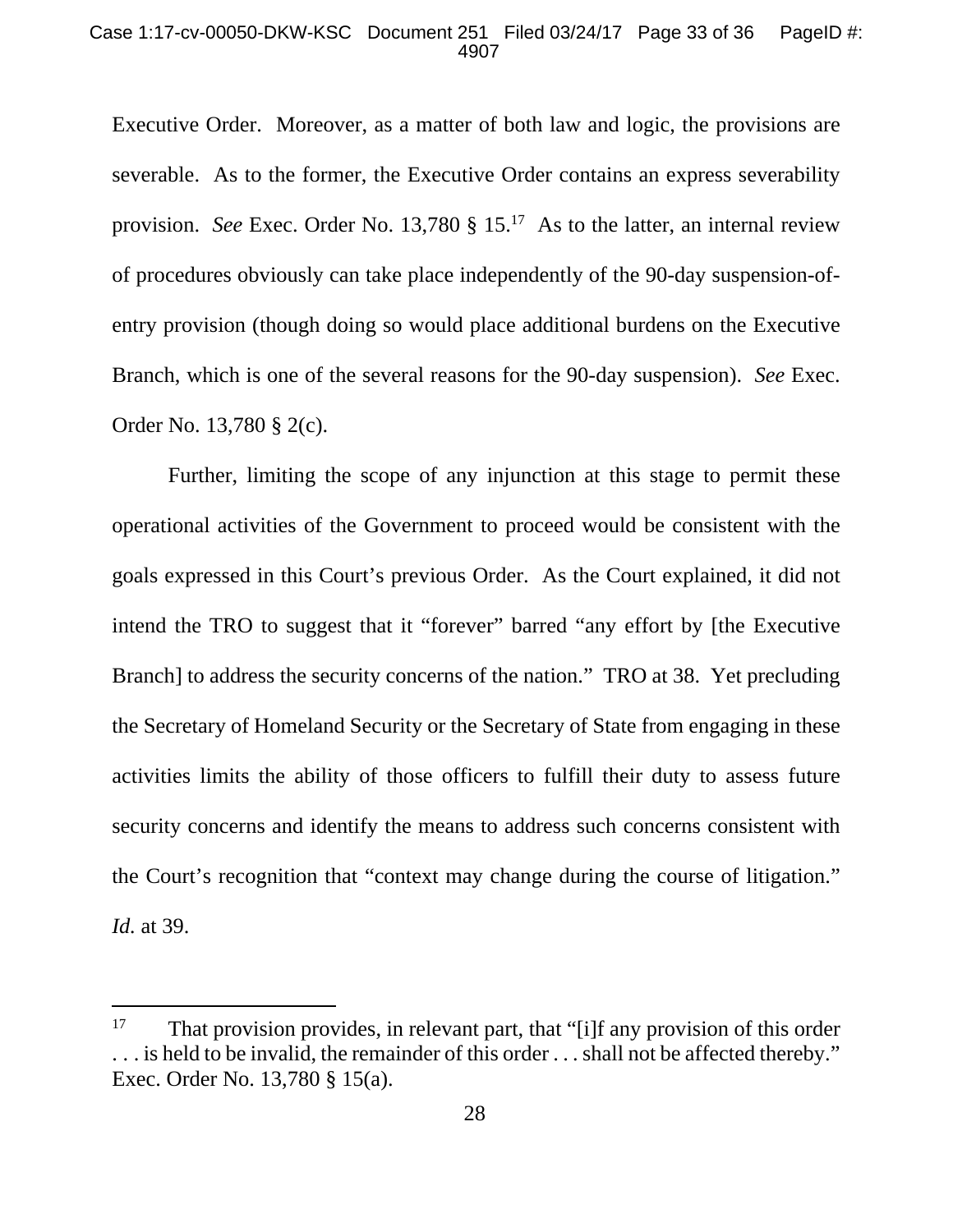Executive Order. Moreover, as a matter of both law and logic, the provisions are severable. As to the former, the Executive Order contains an express severability provision. *See* Exec. Order No. 13,780 § 15.[17] As to the latter, an internal review of procedures obviously can take place independently of the 90-day suspension-of-entry provision (though doing so would place additional burdens on the Executive Branch, which is one of the several reasons for the 90-day suspension). *See* Exec. Order No. 13,780 § 2(c).

Further, limiting the scope of any injunction at this stage to permit these operational activities of the Government to proceed would be consistent with the goals expressed in this Court's previous Order. As the Court explained, it did not intend the TRO to suggest that it "forever" barred "any effort by [the Executive Branch] to address the security concerns of the nation." TRO at 38. Yet precluding the Secretary of Homeland Security or the Secretary of State from engaging in these activities limits the ability of those officers to fulfill their duty to assess future security concerns and identify the means to address such concerns consistent with the Court's recognition that "context may change during the course of litigation." *Id.* at 39.

---

[17] That provision provides, in relevant part, that "[i]f any provision of this order . . . is held to be invalid, the remainder of this order . . . shall not be affected thereby." Exec. Order No. 13,780 § 15(a).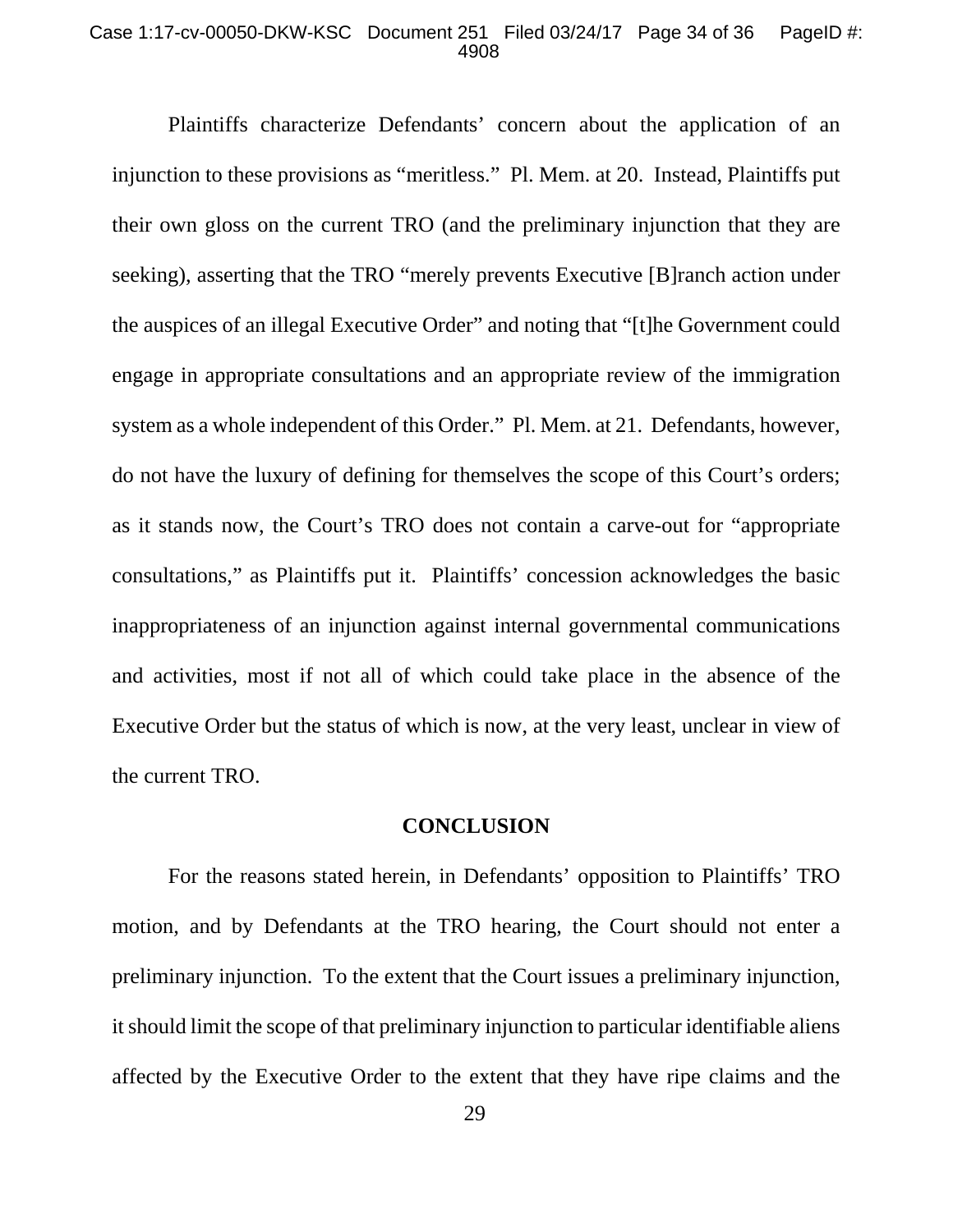Plaintiffs characterize Defendants' concern about the application of an injunction to these provisions as "meritless." Pl. Mem. at 20. Instead, Plaintiffs put their own gloss on the current TRO (and the preliminary injunction that they are seeking), asserting that the TRO "merely prevents Executive [B]ranch action under the auspices of an illegal Executive Order" and noting that "[t]he Government could engage in appropriate consultations and an appropriate review of the immigration system as a whole independent of this Order." Pl. Mem. at 21. Defendants, however, do not have the luxury of defining for themselves the scope of this Court's orders; as it stands now, the Court's TRO does not contain a carve-out for "appropriate consultations," as Plaintiffs put it. Plaintiffs' concession acknowledges the basic inappropriateness of an injunction against internal governmental communications and activities, most if not all of which could take place in the absence of the Executive Order but the status of which is now, at the very least, unclear in view of the current TRO.

## CONCLUSION

For the reasons stated herein, in Defendants' opposition to Plaintiffs' TRO motion, and by Defendants at the TRO hearing, the Court should not enter a preliminary injunction. To the extent that the Court issues a preliminary injunction, it should limit the scope of that preliminary injunction to particular identifiable aliens affected by the Executive Order to the extent that they have ripe claims and the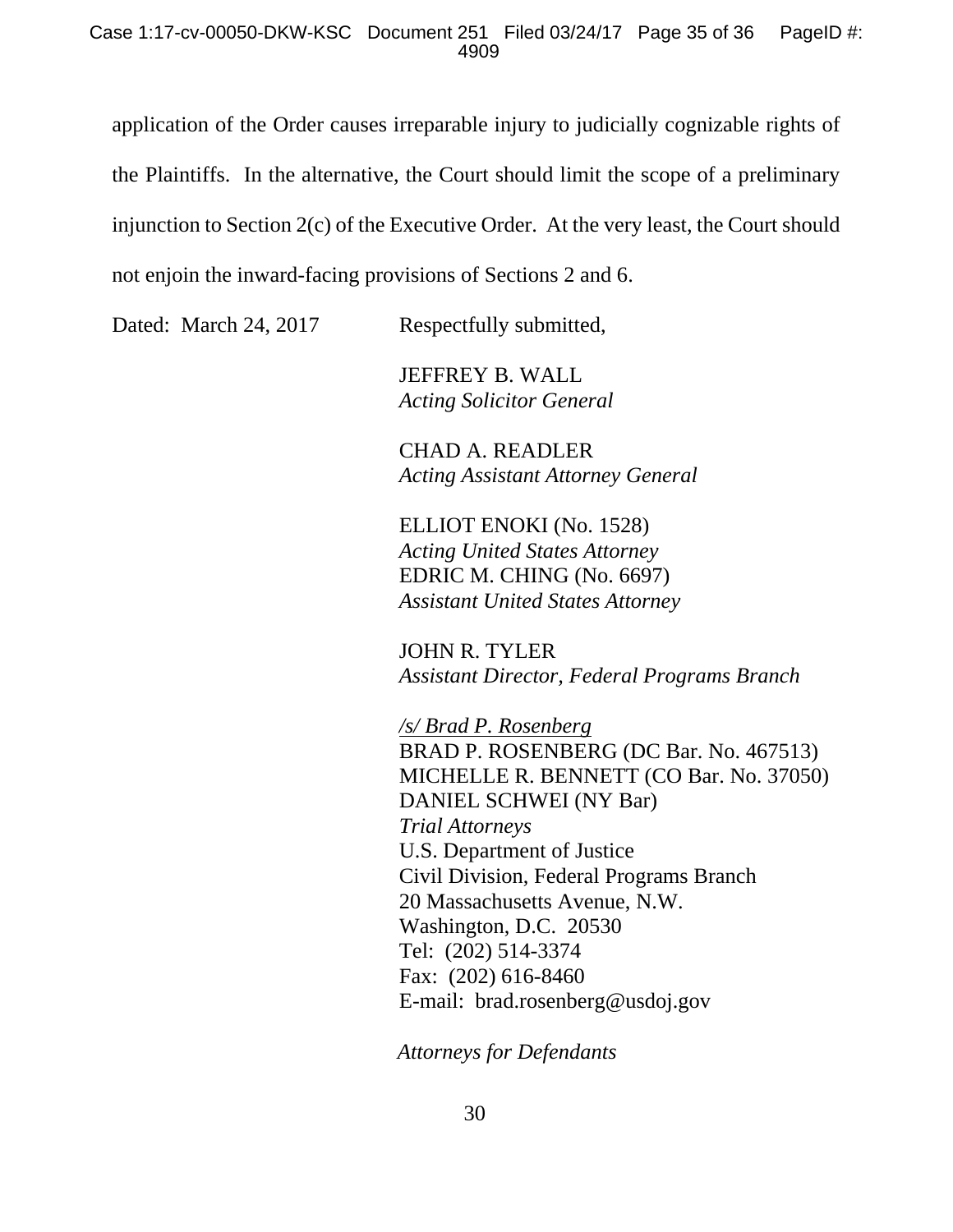application of the Order causes irreparable injury to judicially cognizable rights of the Plaintiffs. In the alternative, the Court should limit the scope of a preliminary injunction to Section 2(c) of the Executive Order. At the very least, the Court should not enjoin the inward-facing provisions of Sections 2 and 6.

Dated: March 24, 2017

Respectfully submitted,

JEFFREY B. WALL
*Acting Solicitor General*

CHAD A. READLER
*Acting Assistant Attorney General*

ELLIOT ENOKI (No. 1528)
*Acting United States Attorney*
EDRIC M. CHING (No. 6697)
*Assistant United States Attorney*

JOHN R. TYLER
*Assistant Director, Federal Programs Branch*

*/s/ Brad P. Rosenberg*
BRAD P. ROSENBERG (DC Bar. No. 467513)
MICHELLE R. BENNETT (CO Bar. No. 37050)
DANIEL SCHWEI (NY Bar)
*Trial Attorneys*
U.S. Department of Justice
Civil Division, Federal Programs Branch
20 Massachusetts Avenue, N.W.
Washington, D.C. 20530
Tel: (202) 514-3374
Fax: (202) 616-8460
E-mail: brad.rosenberg@usdoj.gov

*Attorneys for Defendants*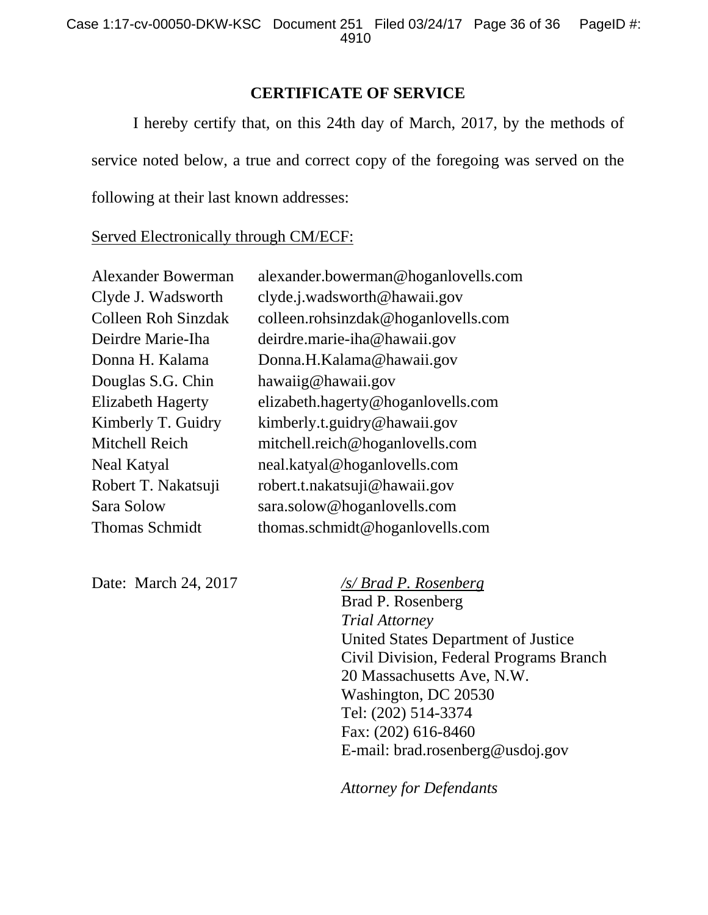## CERTIFICATE OF SERVICE

I hereby certify that, on this 24th day of March, 2017, by the methods of service noted below, a true and correct copy of the foregoing was served on the following at their last known addresses:

Served Electronically through CM/ECF:

| | |
|---|---|
| Alexander Bowerman | alexander.bowerman@hoganlovells.com |
| Clyde J. Wadsworth | clyde.j.wadsworth@hawaii.gov |
| Colleen Roh Sinzdak | colleen.rohsinzdak@hoganlovells.com |
| Deirdre Marie-Iha | deirdre.marie-iha@hawaii.gov |
| Donna H. Kalama | Donna.H.Kalama@hawaii.gov |
| Douglas S.G. Chin | hawaiig@hawaii.gov |
| Elizabeth Hagerty | elizabeth.hagerty@hoganlovells.com |
| Kimberly T. Guidry | kimberly.t.guidry@hawaii.gov |
| Mitchell Reich | mitchell.reich@hoganlovells.com |
| Neal Katyal | neal.katyal@hoganlovells.com |
| Robert T. Nakatsuji | robert.t.nakatsuji@hawaii.gov |
| Sara Solow | sara.solow@hoganlovells.com |
| Thomas Schmidt | thomas.schmidt@hoganlovells.com |

Date: March 24, 2017

*/s/ Brad P. Rosenberg*
Brad P. Rosenberg
*Trial Attorney*
United States Department of Justice
Civil Division, Federal Programs Branch
20 Massachusetts Ave, N.W.
Washington, DC 20530
Tel: (202) 514-3374
Fax: (202) 616-8460
E-mail: brad.rosenberg@usdoj.gov

*Attorney for Defendants*